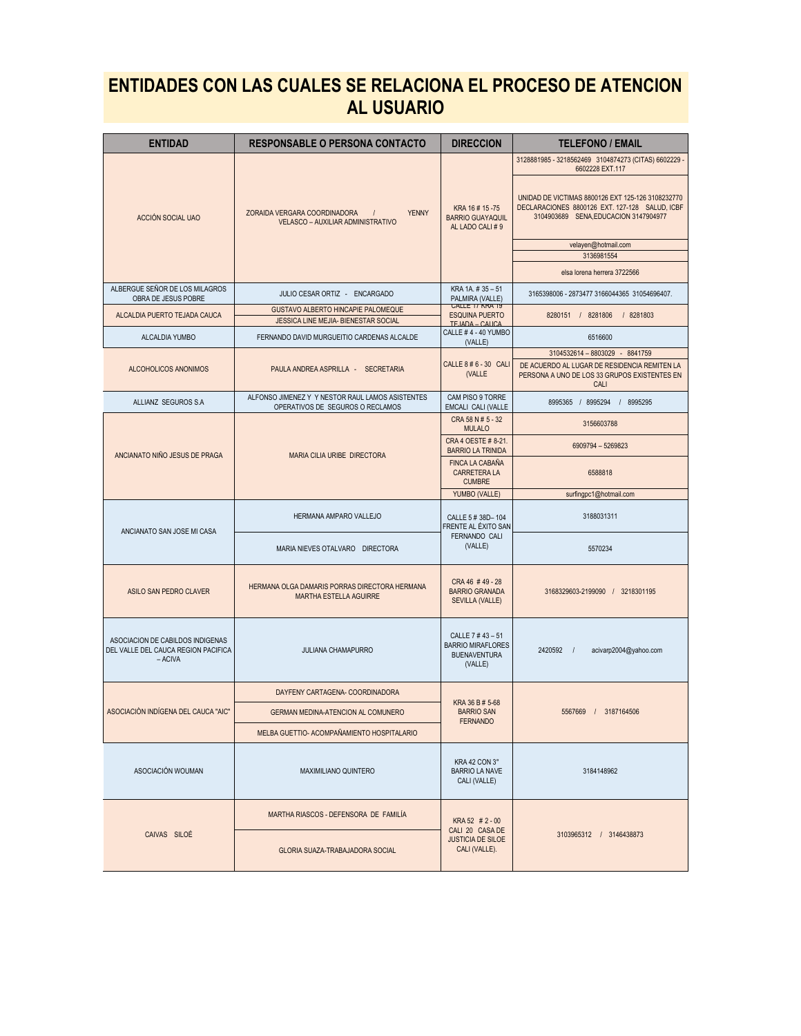# ENTIDADES CON LAS CUALES SE RELACIONA EL PROCESO DE ATENCION AL USUARIO

| ENTIDAD | RESPONSABLE O PERSONA CONTACTO | DIRECCION | TELEFONO / EMAIL |
|---|---|---|---|
| ACCIÓN SOCIAL UAO | ZORAIDA VERGARA COORDINADORA / YENNY VELASCO – AUXILIAR ADMINISTRATIVO | KRA 16 # 15 -75 BARRIO GUAYAQUIL AL LADO CALI # 9 | 3128881985 - 3218562469 3104874273 (CITAS) 6602229 - 6602228 EXT.117 |
| | | | UNIDAD DE VICTIMAS 8800126 EXT 125-126 3108232770 DECLARACIONES 8800126 EXT. 127-128 SALUD, ICBF 3104903689 SENA,EDUCACION 3147904977 |
| | | | velayen@hotmail.com |
| | | | 3136981554 |
| | | | elsa lorena herrera 3722566 |
| ALBERGUE SEÑOR DE LOS MILAGROS OBRA DE JESUS POBRE | JULIO CESAR ORTIZ - ENCARGADO | KRA 1A. # 35 – 51 PALMIRA (VALLE) | 3165398006 - 2873477 3166044365 31054696407. |
| ALCALDIA PUERTO TEJADA CAUCA | GUSTAVO ALBERTO HINCAPIE PALOMEQUE | CALLE 17 KRA 19 ESQUINA PUERTO TEJADA – CAUCA | 8280151 / 8281806 / 8281803 |
| | JESSICA LINE MEJIA- BIENESTAR SOCIAL | | |
| ALCALDIA YUMBO | FERNANDO DAVID MURGUEITIO CARDENAS ALCALDE | CALLE # 4 - 40 YUMBO (VALLE) | 6516600 |
| ALCOHOLICOS ANONIMOS | PAULA ANDREA ASPRILLA - SECRETARIA | CALLE 8 # 6 - 30 CALI (VALLE | 3104532614 – 8803029 - 8841759 |
| | | | DE ACUERDO AL LUGAR DE RESIDENCIA REMITEN LA PERSONA A UNO DE LOS 33 GRUPOS EXISTENTES EN CALI |
| ALLIANZ SEGUROS S.A | ALFONSO JIMENEZ Y Y NESTOR RAUL LAMOS ASISTENTES OPERATIVOS DE SEGUROS O RECLAMOS | CAM PISO 9 TORRE EMCALI CALI (VALLE | 8995365 / 8995294 / 8995295 |
| ANCIANATO NIÑO JESUS DE PRAGA | MARIA CILIA URIBE DIRECTORA | CRA 58 N # 5 - 32 MULALO | 3156603788 |
| | | CRA 4 OESTE # 8-21. BARRIO LA TRINIDA | 6909794 – 5269823 |
| | | FINCA LA CABAÑA CARRETERA LA CUMBRE | 6588818 |
| | | YUMBO (VALLE) | surfingpc1@hotmail.com |
| ANCIANATO SAN JOSE MI CASA | HERMANA AMPARO VALLEJO | CALLE 5 # 38D– 104 FRENTE AL ÉXITO SAN FERNANDO CALI (VALLE) | 3188031311 |
| | MARIA NIEVES OTALVARO DIRECTORA | | 5570234 |
| ASILO SAN PEDRO CLAVER | HERMANA OLGA DAMARIS PORRAS DIRECTORA HERMANA MARTHA ESTELLA AGUIRRE | CRA 46 # 49 - 28 BARRIO GRANADA SEVILLA (VALLE) | 3168329603-2199090 / 3218301195 |
| ASOCIACION DE CABILDOS INDIGENAS DEL VALLE DEL CAUCA REGION PACIFICA – ACIVA | JULIANA CHAMAPURRO | CALLE 7 # 43 – 51 BARRIO MIRAFLORES BUENAVENTURA (VALLE) | 2420592 / acivarp2004@yahoo.com |
| ASOCIACIÓN INDÍGENA DEL CAUCA "AIC" | DAYFENY CARTAGENA- COORDINADORA | KRA 36 B # 5-68 BARRIO SAN FERNANDO | 5567669 / 3187164506 |
| | GERMAN MEDINA-ATENCION AL COMUNERO | | |
| | MELBA GUETTIO- ACOMPAÑAMIENTO HOSPITALARIO | | |
| ASOCIACIÓN WOUMAN | MAXIMILIANO QUINTERO | KRA 42 CON 3° BARRIO LA NAVE CALI (VALLE) | 3184148962 |
| CAIVAS SILOÉ | MARTHA RIASCOS - DEFENSORA DE FAMILÍA | KRA 52 # 2 - 00 CALI 20 CASA DE JUSTICIA DE SILOE CALI (VALLE). | 3103965312 / 3146438873 |
| | GLORIA SUAZA-TRABAJADORA SOCIAL | | |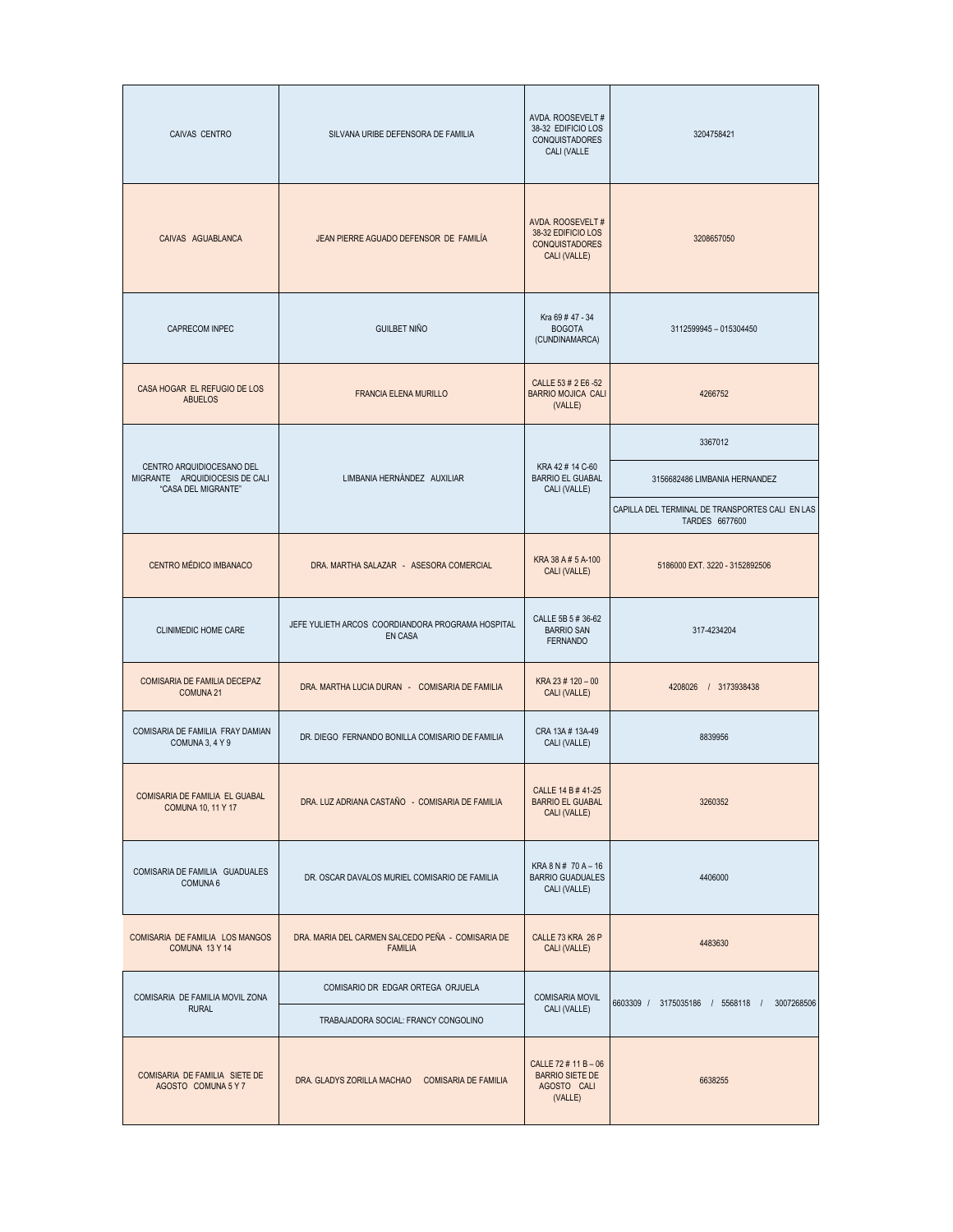| | | | |
|---|---|---|---|
| CAIVAS CENTRO | SILVANA URIBE DEFENSORA DE FAMILIA | AVDA. ROOSEVELT # 38-32 EDIFICIO LOS CONQUISTADORES CALI (VALLE | 3204758421 |
| CAIVAS AGUABLANCA | JEAN PIERRE AGUADO DEFENSOR DE FAMILÍA | AVDA. ROOSEVELT # 38-32 EDIFICIO LOS CONQUISTADORES CALI (VALLE) | 3208657050 |
| CAPRECOM INPEC | GUILBET NIÑO | Kra 69 # 47 - 34 BOGOTA (CUNDINAMARCA) | 3112599945 – 015304450 |
| CASA HOGAR EL REFUGIO DE LOS ABUELOS | FRANCIA ELENA MURILLO | CALLE 53 # 2 E6 -52 BARRIO MOJICA CALI (VALLE) | 4266752 |
| CENTRO ARQUIDIOCESANO DEL MIGRANTE ARQUIDIOCESIS DE CALI "CASA DEL MIGRANTE" | LIMBANIA HERNÀNDEZ AUXILIAR | KRA 42 # 14 C-60 BARRIO EL GUABAL CALI (VALLE) | 3367012 |
| | | | 3156682486 LIMBANIA HERNANDEZ |
| | | | CAPILLA DEL TERMINAL DE TRANSPORTES CALI EN LAS TARDES 6677600 |
| CENTRO MÉDICO IMBANACO | DRA. MARTHA SALAZAR - ASESORA COMERCIAL | KRA 38 A # 5 A-100 CALI (VALLE) | 5186000 EXT. 3220 - 3152892506 |
| CLINIMEDIC HOME CARE | JEFE YULIETH ARCOS COORDIANDORA PROGRAMA HOSPITAL EN CASA | CALLE 5B 5 # 36-62 BARRIO SAN FERNANDO | 317-4234204 |
| COMISARIA DE FAMILIA DECEPAZ COMUNA 21 | DRA. MARTHA LUCIA DURAN - COMISARIA DE FAMILIA | KRA 23 # 120 – 00 CALI (VALLE) | 4208026 / 3173938438 |
| COMISARIA DE FAMILIA FRAY DAMIAN COMUNA 3, 4 Y 9 | DR. DIEGO FERNANDO BONILLA COMISARIO DE FAMILIA | CRA 13A # 13A-49 CALI (VALLE) | 8839956 |
| COMISARIA DE FAMILIA EL GUABAL COMUNA 10, 11 Y 17 | DRA. LUZ ADRIANA CASTAÑO - COMISARIA DE FAMILIA | CALLE 14 B # 41-25 BARRIO EL GUABAL CALI (VALLE) | 3260352 |
| COMISARIA DE FAMILIA GUADUALES COMUNA 6 | DR. OSCAR DAVALOS MURIEL COMISARIO DE FAMILIA | KRA 8 N # 70 A – 16 BARRIO GUADUALES CALI (VALLE) | 4406000 |
| COMISARIA DE FAMILIA LOS MANGOS COMUNA 13 Y 14 | DRA. MARIA DEL CARMEN SALCEDO PEÑA - COMISARIA DE FAMILIA | CALLE 73 KRA 26 P CALI (VALLE) | 4483630 |
| COMISARIA DE FAMILIA MOVIL ZONA RURAL | COMISARIO DR EDGAR ORTEGA ORJUELA | COMISARIA MOVIL CALI (VALLE) | 6603309 / 3175035186 / 5568118 / 3007268506 |
| | TRABAJADORA SOCIAL: FRANCY CONGOLINO | | |
| COMISARIA DE FAMILIA SIETE DE AGOSTO COMUNA 5 Y 7 | DRA. GLADYS ZORILLA MACHAO COMISARIA DE FAMILIA | CALLE 72 # 11 B – 06 BARRIO SIETE DE AGOSTO CALI (VALLE) | 6638255 |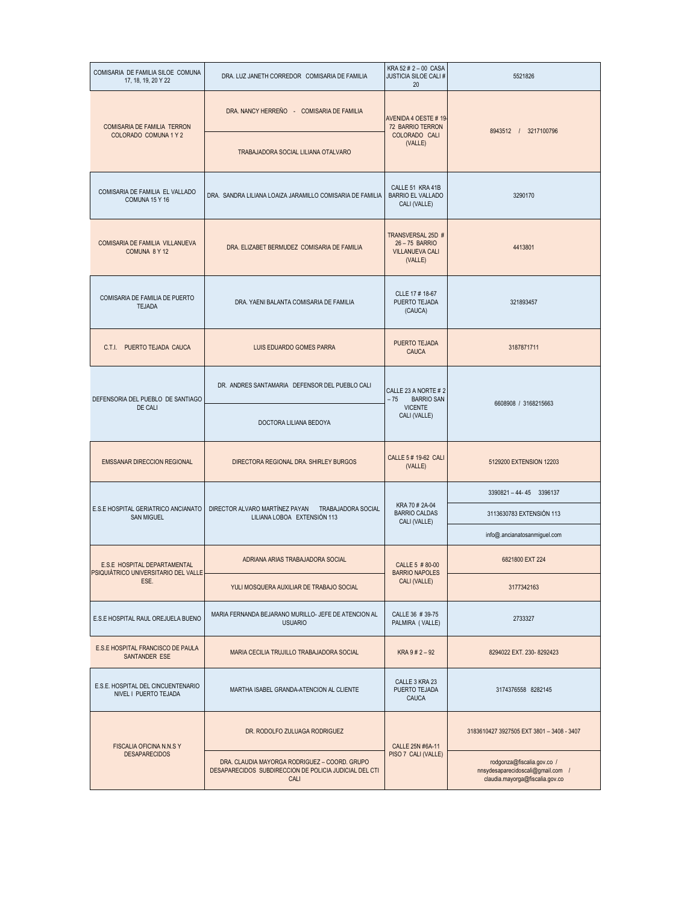| | | | |
|---|---|---|---|
| COMISARIA DE FAMILIA SILOE COMUNA 17, 18, 19, 20 Y 22 | DRA. LUZ JANETH CORREDOR COMISARIA DE FAMILIA | KRA 52 # 2 – 00 CASA JUSTICIA SILOE CALI # 20 | 5521826 |
| COMISARIA DE FAMILIA TERRON COLORADO COMUNA 1 Y 2 | DRA. NANCY HERREÑO - COMISARIA DE FAMILIA | AVENIDA 4 OESTE # 19-72 BARRIO TERRON COLORADO CALI (VALLE) | 8943512 / 3217100796 |
| | TRABAJADORA SOCIAL LILIANA OTALVARO | | |
| COMISARIA DE FAMILIA EL VALLADO COMUNA 15 Y 16 | DRA. SANDRA LILIANA LOAIZA JARAMILLO COMISARIA DE FAMILIA | CALLE 51 KRA 41B BARRIO EL VALLADO CALI (VALLE) | 3290170 |
| COMISARIA DE FAMILIA VILLANUEVA COMUNA 8 Y 12 | DRA. ELIZABET BERMUDEZ COMISARIA DE FAMILIA | TRANSVERSAL 25D # 26 – 75 BARRIO VILLANUEVA CALI (VALLE) | 4413801 |
| COMISARIA DE FAMILIA DE PUERTO TEJADA | DRA. YAENI BALANTA COMISARIA DE FAMILIA | CLLE 17 # 18-67 PUERTO TEJADA (CAUCA) | 321893457 |
| C.T.I. PUERTO TEJADA CAUCA | LUIS EDUARDO GOMES PARRA | PUERTO TEJADA CAUCA | 3187871711 |
| DEFENSORIA DEL PUEBLO DE SANTIAGO DE CALI | DR. ANDRES SANTAMARIA DEFENSOR DEL PUEBLO CALI | CALLE 23 A NORTE # 2 – 75 BARRIO SAN VICENTE CALI (VALLE) | 6608908 / 3168215663 |
| | DOCTORA LILIANA BEDOYA | | |
| EMSSANAR DIRECCION REGIONAL | DIRECTORA REGIONAL DRA. SHIRLEY BURGOS | CALLE 5 # 19-62 CALI (VALLE) | 5129200 EXTENSION 12203 |
| E.S.E HOSPITAL GERIATRICO ANCIANATO SAN MIGUEL | DIRECTOR ALVARO MARTÍNEZ PAYAN TRABAJADORA SOCIAL LILIANA LOBOA EXTENSIÓN 113 | KRA 70 # 2A-04 BARRIO CALDAS CALI (VALLE) | 3390821 – 44- 45 3396137 |
| | | | 3113630783 EXTENSIÓN 113 |
| | | | info@.ancianatosanmiguel.com |
| E.S.E HOSPITAL DEPARTAMENTAL PSIQUIÁTRICO UNIVERSITARIO DEL VALLE ESE. | ADRIANA ARIAS TRABAJADORA SOCIAL | CALLE 5 # 80-00 BARRIO NAPOLES CALI (VALLE) | 6821800 EXT 224 |
| | YULI MOSQUERA AUXILIAR DE TRABAJO SOCIAL | | 3177342163 |
| E.S.E HOSPITAL RAUL OREJUELA BUENO | MARIA FERNANDA BEJARANO MURILLO- JEFE DE ATENCION AL USUARIO | CALLE 36 # 39-75 PALMIRA (VALLE) | 2733327 |
| E.S.E HOSPITAL FRANCISCO DE PAULA SANTANDER ESE | MARIA CECILIA TRUJILLO TRABAJADORA SOCIAL | KRA 9 # 2 – 92 | 8294022 EXT. 230- 8292423 |
| E.S.E. HOSPITAL DEL CINCUENTENARIO NIVEL I PUERTO TEJADA | MARTHA ISABEL GRANDA-ATENCION AL CLIENTE | CALLE 3 KRA 23 PUERTO TEJADA CAUCA | 3174376558 8282145 |
| FISCALIA OFICINA N.N.S Y DESAPARECIDOS | DR. RODOLFO ZULUAGA RODRIGUEZ | CALLE 25N #6A-11 PISO 7 CALI (VALLE) | 3183610427 3927505 EXT 3801 – 3408 - 3407 |
| | DRA. CLAUDIA MAYORGA RODRIGUEZ – COORD. GRUPO DESAPARECIDOS SUBDIRECCION DE POLICIA JUDICIAL DEL CTI CALI | | rodgonza@fiscalia.gov.co / nnsydesaparecidoscali@gmail.com / claudia.mayorga@fiscalia.gov.co |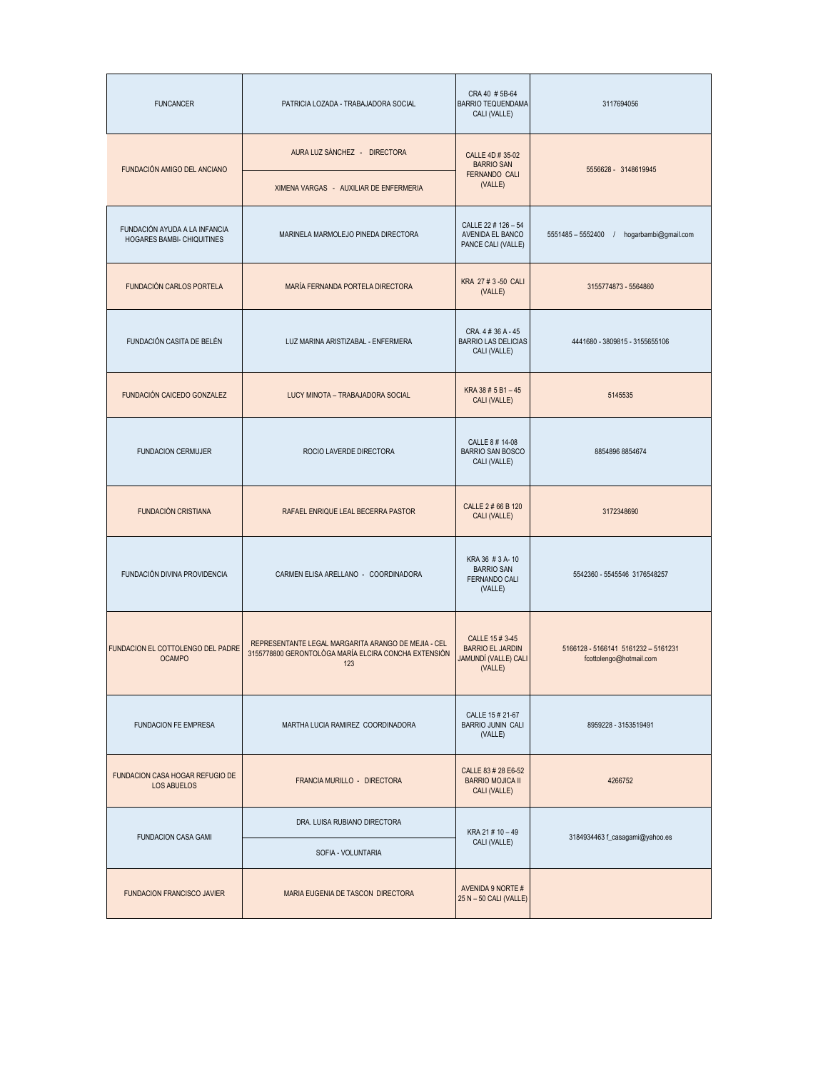| | | | |
|---|---|---|---|
| FUNCANCER | PATRICIA LOZADA - TRABAJADORA SOCIAL | CRA 40 # 5B-64 BARRIO TEQUENDAMA CALI (VALLE) | 3117694056 |
| FUNDACIÓN AMIGO DEL ANCIANO | AURA LUZ SÁNCHEZ - DIRECTORA<br>XIMENA VARGAS - AUXILIAR DE ENFERMERIA | CALLE 4D # 35-02 BARRIO SAN FERNANDO CALI (VALLE) | 5556628 - 3148619945 |
| FUNDACIÓN AYUDA A LA INFANCIA HOGARES BAMBI- CHIQUITINES | MARINELA MARMOLEJO PINEDA DIRECTORA | CALLE 22 # 126 – 54 AVENIDA EL BANCO PANCE CALI (VALLE) | 5551485 – 5552400 / hogarbambi@gmail.com |
| FUNDACIÓN CARLOS PORTELA | MARÍA FERNANDA PORTELA DIRECTORA | KRA 27 # 3 -50 CALI (VALLE) | 3155774873 - 5564860 |
| FUNDACIÓN CASITA DE BELÉN | LUZ MARINA ARISTIZABAL - ENFERMERA | CRA. 4 # 36 A - 45 BARRIO LAS DELICIAS CALI (VALLE) | 4441680 - 3809815 - 3155655106 |
| FUNDACIÓN CAICEDO GONZALEZ | LUCY MINOTA – TRABAJADORA SOCIAL | KRA 38 # 5 B1 – 45 CALI (VALLE) | 5145535 |
| FUNDACION CERMUJER | ROCIO LAVERDE DIRECTORA | CALLE 8 # 14-08 BARRIO SAN BOSCO CALI (VALLE) | 8854896 8854674 |
| FUNDACIÓN CRISTIANA | RAFAEL ENRIQUE LEAL BECERRA PASTOR | CALLE 2 # 66 B 120 CALI (VALLE) | 3172348690 |
| FUNDACIÓN DIVINA PROVIDENCIA | CARMEN ELISA ARELLANO - COORDINADORA | KRA 36 # 3 A- 10 BARRIO SAN FERNANDO CALI (VALLE) | 5542360 - 5545546 3176548257 |
| FUNDACION EL COTTOLENGO DEL PADRE OCAMPO | REPRESENTANTE LEGAL MARGARITA ARANGO DE MEJIA - CEL 3155778800 GERONTOLÓGA MARÍA ELCIRA CONCHA EXTENSIÓN 123 | CALLE 15 # 3-45 BARRIO EL JARDIN JAMUNDÍ (VALLE) CALI (VALLE) | 5166128 - 5166141 5161232 – 5161231 fcottolengo@hotmail.com |
| FUNDACION FE EMPRESA | MARTHA LUCIA RAMIREZ COORDINADORA | CALLE 15 # 21-67 BARRIO JUNIN CALI (VALLE) | 8959228 - 3153519491 |
| FUNDACION CASA HOGAR REFUGIO DE LOS ABUELOS | FRANCIA MURILLO - DIRECTORA | CALLE 83 # 28 E6-52 BARRIO MOJICA II CALI (VALLE) | 4266752 |
| FUNDACION CASA GAMI | DRA. LUISA RUBIANO DIRECTORA<br>SOFIA - VOLUNTARIA | KRA 21 # 10 – 49 CALI (VALLE) | 3184934463 f_casagami@yahoo.es |
| FUNDACION FRANCISCO JAVIER | MARIA EUGENIA DE TASCON DIRECTORA | AVENIDA 9 NORTE # 25 N – 50 CALI (VALLE) | |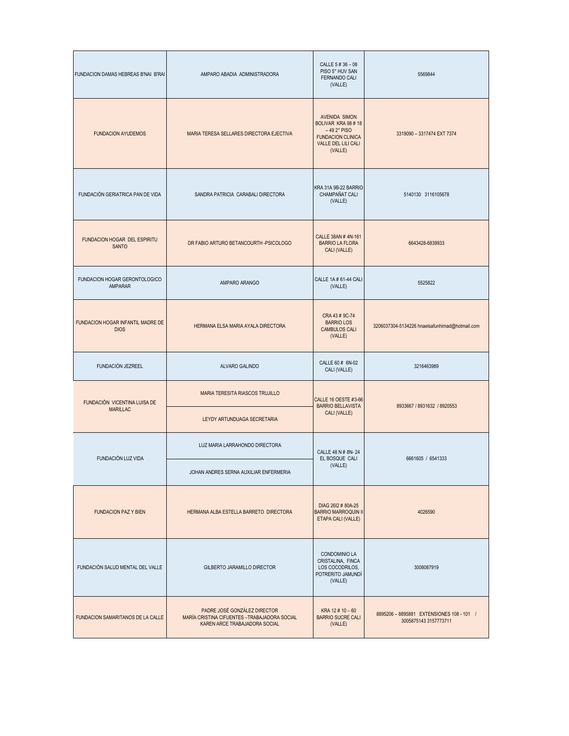| | | | |
|---|---|---|---|
| FUNDACION DAMAS HEBREAS B'NAI B'RAI | AMPARO ABADIA ADMINISTRADORA | CALLE 5 # 36 – 08 PISO 5° HUV SAN FERNANDO CALI (VALLE) | 5569844 |
| FUNDACION AYUDEMOS | MARIA TERESA SELLARES DIRECTORA EJECTIVA | AVENIDA SIMON BOLIVAR KRA 98 # 18 – 49 2° PISO FUNDACION CLINICA VALLE DEL LILI CALI (VALLE) | 3319090 – 3317474 EXT 7374 |
| FUNDACIÓN GERIATRICA PAN DE VIDA | SANDRA PATRICIA CARABALI DIRECTORA | KRA 31A 9B-22 BARRIO CHAMPAÑAT CALI (VALLE) | 5140130 3116105678 |
| FUNDACION HOGAR DEL ESPIRITU SANTO | DR FABIO ARTURO BETANCOURTH -PSICOLOGO | CALLE 38AN # 4N-161 BARRIO LA FLORA CALI (VALLE) | 6643428-6839933 |
| FUNDACION HOGAR GERONTOLOGICO AMPARAR | AMPARO ARANGO | CALLE 1A # 61-44 CALI (VALLE) | 5525822 |
| FUNDACION HOGAR INFANTIL MADRE DE DIOS | HERMANA ELSA MARIA AYALA DIRECTORA | CRA 43 # 9C-74 BARRIO LOS CAMBULOS CALI (VALLE) | 3206037304-5134226 hnaelsafunhimad@hotmail.com |
| FUNDACIÓN JEZREEL | ALVARO GALINDO | CALLE 60 # 6N-02 CALI (VALLE) | 3216463989 |
| FUNDACIÓN VICENTINA LUISA DE MARILLAC | MARIA TERESITA RIASCOS TRUJILLO | CALLE 16 OESTE #3-66 BARRIO BELLAVISTA CALI (VALLE) | 8933667 / 8931632 / 8920553 |
| | LEYDY ARTUNDUAGA SECRETARIA | | |
| FUNDACIÓN LUZ VIDA | LUZ MARIA LARRAHONDO DIRECTORA | CALLE 48 N # 8N- 24 EL BOSQUE CALI (VALLE) | 6661605 / 6541333 |
| | JOHAN ANDRES SERNA AUXILIAR ENFERMERIA | | |
| FUNDACION PAZ Y BIEN | HERMANA ALBA ESTELLA BARRETO DIRECTORA | DIAG 26I2 # 80A-25 BARRIO MARROQUIN II ETAPA CALI (VALLE) | 4026590 |
| FUNDACIÓN SALUD MENTAL DEL VALLE | GILBERTO JARAMILLO DIRECTOR | CONDOMINIO LA CRISTALINA, FINCA LOS COCODRILOS, POTRERITO JAMUNDÍ (VALLE) | 3008087919 |
| FUNDACION SAMARITANOS DE LA CALLE | PADRE JOSÉ GONZÁLEZ DIRECTOR MARÍA CRISTINA CIFUENTES –TRABAJADORA SOCIAL KAREN ARCE TRABAJADORA SOCIAL | KRA 12 # 10 – 60 BARRIO SUCRE CALI (VALLE) | 8895206 – 8895881 EXTENSIONES 108 - 101 / 3005875143 3157773711 |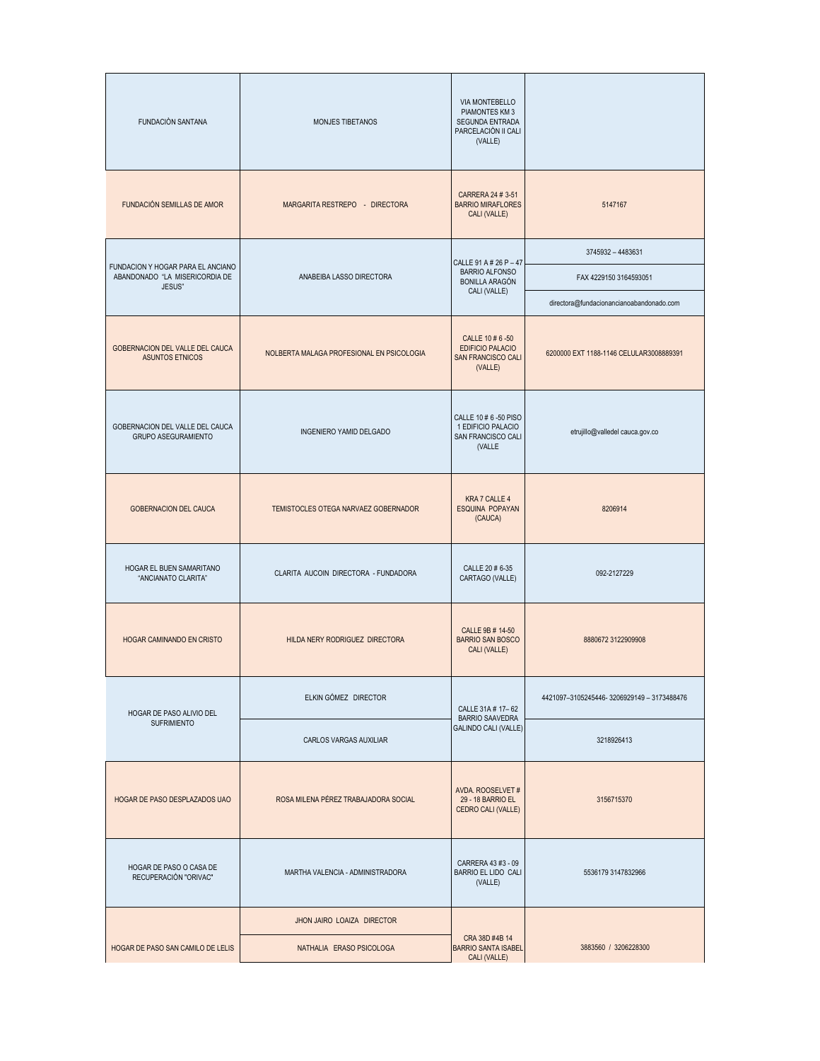| | | | |
|---|---|---|---|
| FUNDACIÓN SANTANA | MONJES TIBETANOS | VIA MONTEBELLO PIAMONTES KM 3 SEGUNDA ENTRADA PARCELACIÓN II CALI (VALLE) | |
| FUNDACIÓN SEMILLAS DE AMOR | MARGARITA RESTREPO - DIRECTORA | CARRERA 24 # 3-51 BARRIO MIRAFLORES CALI (VALLE) | 5147167 |
| FUNDACION Y HOGAR PARA EL ANCIANO ABANDONADO "LA MISERICORDIA DE JESUS" | ANABEIBA LASSO DIRECTORA | CALLE 91 A # 26 P – 47 BARRIO ALFONSO BONILLA ARAGÓN CALI (VALLE) | 3745932 – 4483631 |
| | | | FAX 4229150 3164593051 |
| | | | directora@fundacionancianoabandonado.com |
| GOBERNACION DEL VALLE DEL CAUCA ASUNTOS ETNICOS | NOLBERTA MALAGA PROFESIONAL EN PSICOLOGIA | CALLE 10 # 6 -50 EDIFICIO PALACIO SAN FRANCISCO CALI (VALLE) | 6200000 EXT 1188-1146 CELULAR3008889391 |
| GOBERNACION DEL VALLE DEL CAUCA GRUPO ASEGURAMIENTO | INGENIERO YAMID DELGADO | CALLE 10 # 6 -50 PISO 1 EDIFICIO PALACIO SAN FRANCISCO CALI (VALLE | etrujillo@valledel cauca.gov.co |
| GOBERNACION DEL CAUCA | TEMISTOCLES OTEGA NARVAEZ GOBERNADOR | KRA 7 CALLE 4 ESQUINA POPAYAN (CAUCA) | 8206914 |
| HOGAR EL BUEN SAMARITANO "ANCIANATO CLARITA" | CLARITA AUCOIN DIRECTORA - FUNDADORA | CALLE 20 # 6-35 CARTAGO (VALLE) | 092-2127229 |
| HOGAR CAMINANDO EN CRISTO | HILDA NERY RODRIGUEZ DIRECTORA | CALLE 9B # 14-50 BARRIO SAN BOSCO CALI (VALLE) | 8880672 3122909908 |
| HOGAR DE PASO ALIVIO DEL SUFRIMIENTO | ELKIN GÓMEZ DIRECTOR | CALLE 31A # 17– 62 BARRIO SAAVEDRA GALINDO CALI (VALLE) | 4421097–3105245446- 3206929149 – 3173488476 |
| | CARLOS VARGAS AUXILIAR | | 3218926413 |
| HOGAR DE PASO DESPLAZADOS UAO | ROSA MILENA PÉREZ TRABAJADORA SOCIAL | AVDA. ROOSELVET # 29 - 18 BARRIO EL CEDRO CALI (VALLE) | 3156715370 |
| HOGAR DE PASO O CASA DE RECUPERACIÓN "ORIVAC" | MARTHA VALENCIA - ADMINISTRADORA | CARRERA 43 #3 - 09 BARRIO EL LIDO CALI (VALLE) | 5536179 3147832966 |
| HOGAR DE PASO SAN CAMILO DE LELIS | JHON JAIRO LOAIZA DIRECTOR | CRA 38D #4B 14 BARRIO SANTA ISABEL CALI (VALLE) | 3883560 / 3206228300 |
| | NATHALIA ERASO PSICOLOGA | | |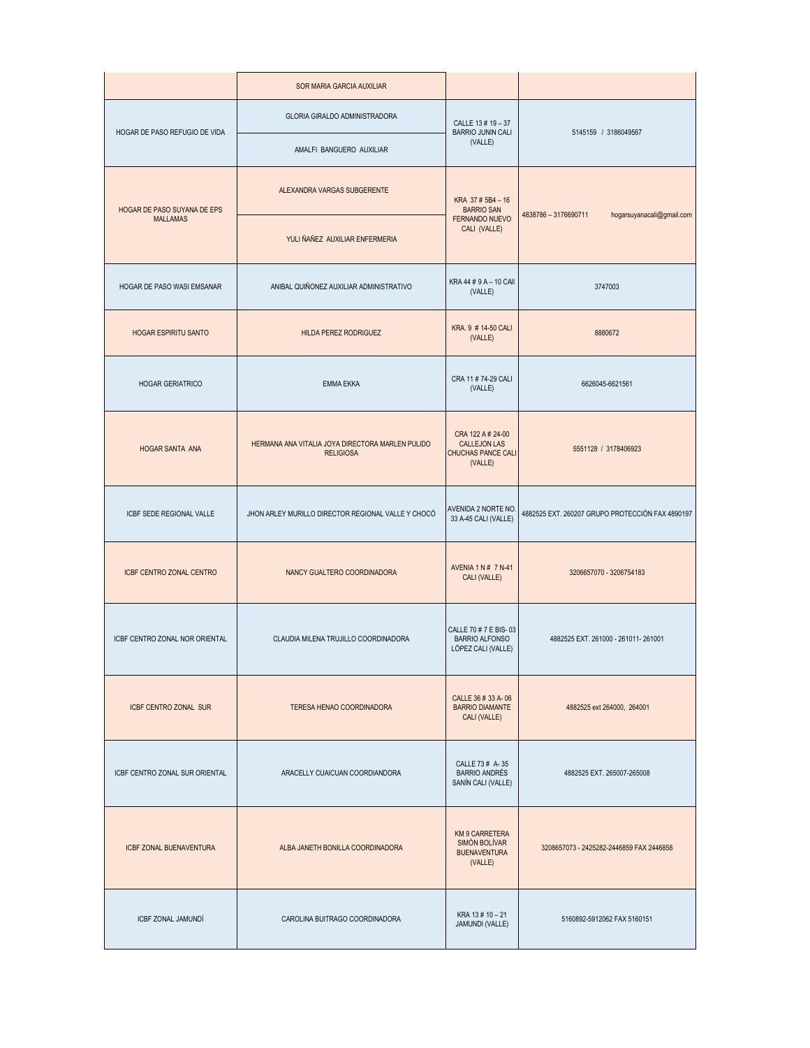| | | | |
|---|---|---|---|
| | SOR MARIA GARCIA AUXILIAR | | |
| HOGAR DE PASO REFUGIO DE VIDA | GLORIA GIRALDO ADMINISTRADORA | CALLE 13 # 19 – 37 BARRIO JUNIN CALI (VALLE) | 5145159 / 3186049567 |
| | AMALFI BANGUERO AUXILIAR | | |
| HOGAR DE PASO SUYANA DE EPS MALLAMAS | ALEXANDRA VARGAS SUBGERENTE | KRA 37 # 5B4 – 16 BARRIO SAN FERNANDO NUEVO CALI (VALLE) | 4838786 – 3176690711 hogarsuyanacali@gmail.com |
| | YULI ÑAÑEZ AUXILIAR ENFERMERIA | | |
| HOGAR DE PASO WASI EMSANAR | ANIBAL QUIÑONEZ AUXILIAR ADMINISTRATIVO | KRA 44 # 9 A – 10 CAlI (VALLE) | 3747003 |
| HOGAR ESPIRITU SANTO | HILDA PEREZ RODRIGUEZ | KRA. 9 # 14-50 CALI (VALLE) | 8880672 |
| HOGAR GERIATRICO | EMMA EKKA | CRA 11 # 74-29 CALI (VALLE) | 6626045-6621561 |
| HOGAR SANTA ANA | HERMANA ANA VITALIA JOYA DIRECTORA MARLEN PULIDO RELIGIOSA | CRA 122 A # 24-00 CALLEJON LAS CHUCHAS PANCE CALI (VALLE) | 5551128 / 3178406923 |
| ICBF SEDE REGIONAL VALLE | JHON ARLEY MURILLO DIRECTOR REGIONAL VALLE Y CHOCÓ | AVENIDA 2 NORTE NO. 33 A-45 CALI (VALLE) | 4882525 EXT. 260207 GRUPO PROTECCIÓN FAX 4890197 |
| ICBF CENTRO ZONAL CENTRO | NANCY GUALTERO COORDINADORA | AVENIA 1 N # 7 N-41 CALI (VALLE) | 3206657070 - 3206754183 |
| ICBF CENTRO ZONAL NOR ORIENTAL | CLAUDIA MILENA TRUJILLO COORDINADORA | CALLE 70 # 7 E BIS- 03 BARRIO ALFONSO LÓPEZ CALI (VALLE) | 4882525 EXT. 261000 - 261011- 261001 |
| ICBF CENTRO ZONAL SUR | TERESA HENAO COORDINADORA | CALLE 36 # 33 A- 06 BARRIO DIAMANTE CALI (VALLE) | 4882525 ext 264000, 264001 |
| ICBF CENTRO ZONAL SUR ORIENTAL | ARACELLY CUAICUAN COORDIANDORA | CALLE 73 # A- 35 BARRIO ANDRÉS SANÍN CALI (VALLE) | 4882525 EXT. 265007-265008 |
| ICBF ZONAL BUENAVENTURA | ALBA JANETH BONILLA COORDINADORA | KM 9 CARRETERA SIMÓN BOLÍVAR BUENAVENTURA (VALLE) | 3208657073 - 2425282-2446859 FAX 2446858 |
| ICBF ZONAL JAMUNDÍ | CAROLINA BUITRAGO COORDINADORA | KRA 13 # 10 – 21 JAMUNDI (VALLE) | 5160892-5912062 FAX 5160151 |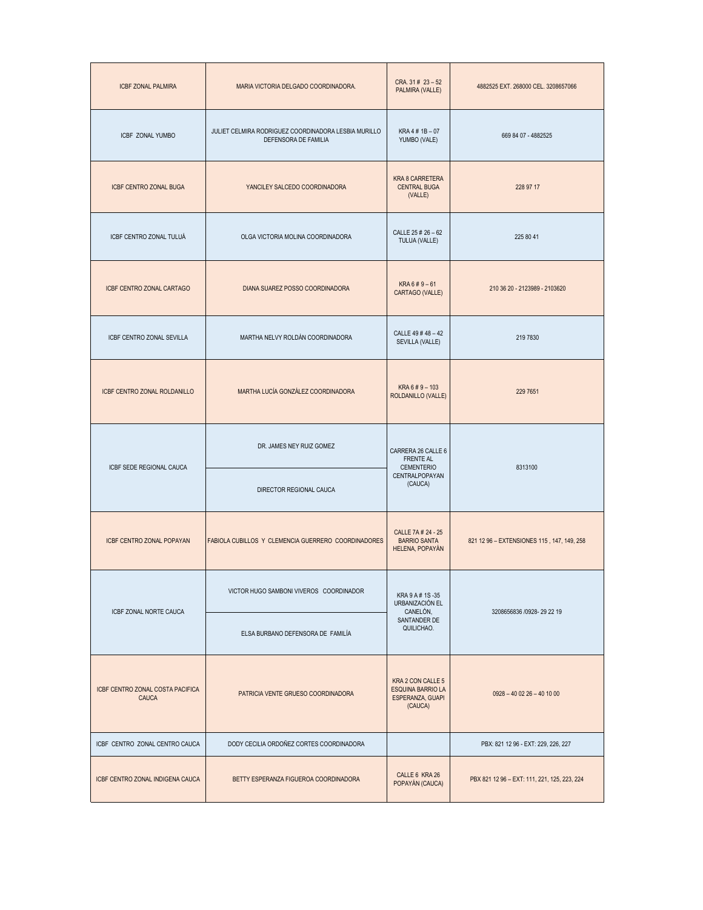| ICBF ZONAL PALMIRA | MARIA VICTORIA DELGADO COORDINADORA. | CRA. 31 # 23 – 52 PALMIRA (VALLE) | 4882525 EXT. 268000 CEL. 3208657066 |
|---|---|---|---|
| ICBF ZONAL YUMBO | JULIET CELMIRA RODRIGUEZ COORDINADORA LESBIA MURILLO DEFENSORA DE FAMILIA | KRA 4 # 1B – 07 YUMBO (VALE) | 669 84 07 - 4882525 |
| ICBF CENTRO ZONAL BUGA | YANCILEY SALCEDO COORDINADORA | KRA 8 CARRETERA CENTRAL BUGA (VALLE) | 228 97 17 |
| ICBF CENTRO ZONAL TULUÁ | OLGA VICTORIA MOLINA COORDINADORA | CALLE 25 # 26 – 62 TULUA (VALLE) | 225 80 41 |
| ICBF CENTRO ZONAL CARTAGO | DIANA SUAREZ POSSO COORDINADORA | KRA 6 # 9 – 61 CARTAGO (VALLE) | 210 36 20 - 2123989 - 2103620 |
| ICBF CENTRO ZONAL SEVILLA | MARTHA NELVY ROLDÁN COORDINADORA | CALLE 49 # 48 – 42 SEVILLA (VALLE) | 219 7830 |
| ICBF CENTRO ZONAL ROLDANILLO | MARTHA LUCÍA GONZÁLEZ COORDINADORA | KRA 6 # 9 – 103 ROLDANILLO (VALLE) | 229 7651 |
| ICBF SEDE REGIONAL CAUCA | DR. JAMES NEY RUIZ GOMEZ | CARRERA 26 CALLE 6 FRENTE AL CEMENTERIO CENTRALPOPAYAN (CAUCA) | 8313100 |
| | DIRECTOR REGIONAL CAUCA | | |
| ICBF CENTRO ZONAL POPAYAN | FABIOLA CUBILLOS Y CLEMENCIA GUERRERO COORDINADORES | CALLE 7A # 24 - 25 BARRIO SANTA HELENA, POPAYÁN | 821 12 96 – EXTENSIONES 115 , 147, 149, 258 |
| ICBF ZONAL NORTE CAUCA | VICTOR HUGO SAMBONI VIVEROS COORDINADOR | KRA 9 A # 1S -35 URBANIZACIÓN EL CANELÓN, SANTANDER DE QUILICHAO. | 3208656836 /0928- 29 22 19 |
| | ELSA BURBANO DEFENSORA DE FAMILÍA | | |
| ICBF CENTRO ZONAL COSTA PACIFICA CAUCA | PATRICIA VENTE GRUESO COORDINADORA | KRA 2 CON CALLE 5 ESQUINA BARRIO LA ESPERANZA, GUAPI (CAUCA) | 0928 – 40 02 26 – 40 10 00 |
| ICBF CENTRO ZONAL CENTRO CAUCA | DODY CECILIA ORDOÑEZ CORTES COORDINADORA | | PBX: 821 12 96 - EXT: 229, 226, 227 |
| ICBF CENTRO ZONAL INDIGENA CAUCA | BETTY ESPERANZA FIGUEROA COORDINADORA | CALLE 6 KRA 26 POPAYÀN (CAUCA) | PBX 821 12 96 – EXT: 111, 221, 125, 223, 224 |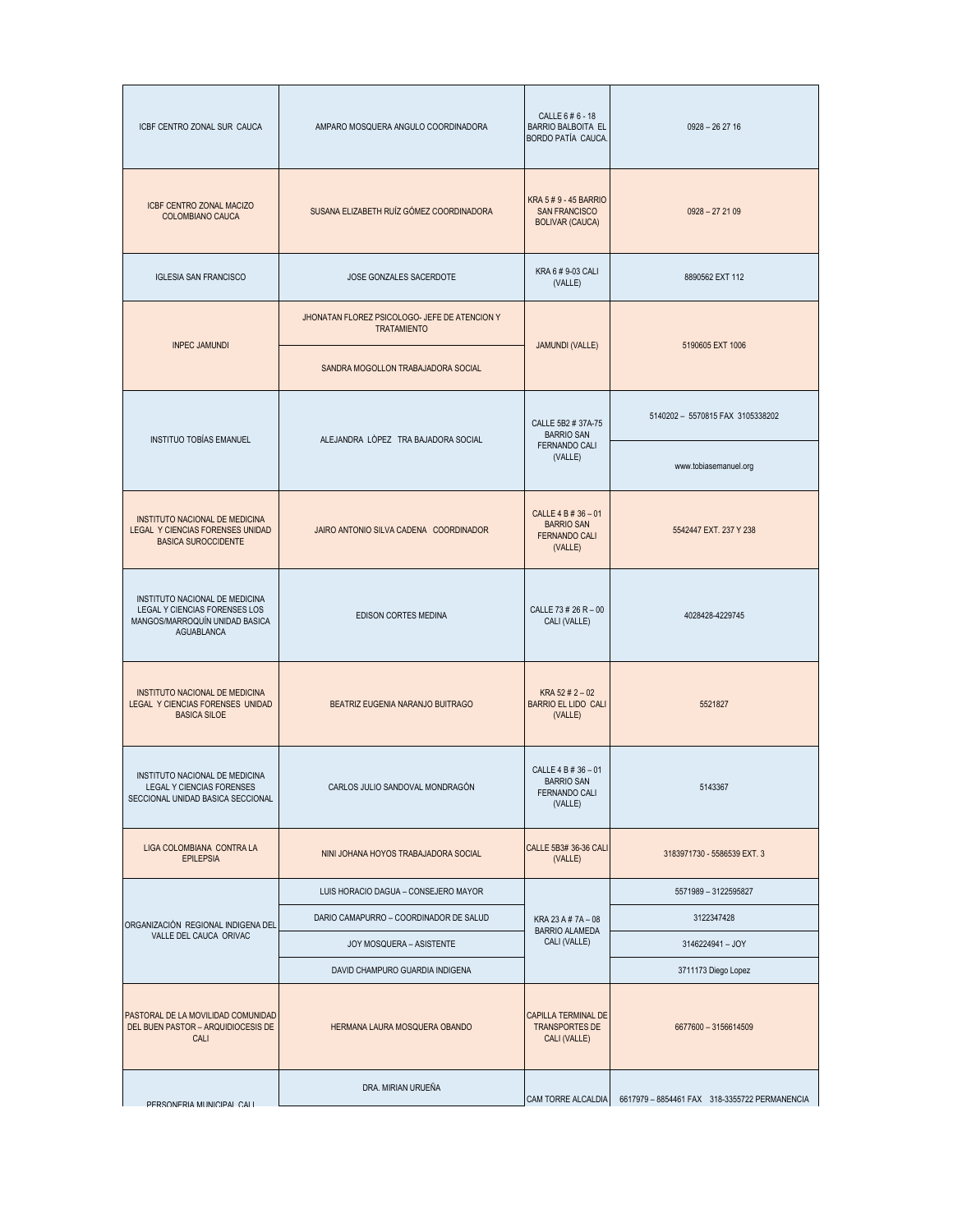| | | | |
|---|---|---|---|
| ICBF CENTRO ZONAL SUR CAUCA | AMPARO MOSQUERA ANGULO COORDINADORA | CALLE 6 # 6 - 18 BARRIO BALBOITA EL BORDO PATÍA CAUCA. | 0928 – 26 27 16 |
| ICBF CENTRO ZONAL MACIZO COLOMBIANO CAUCA | SUSANA ELIZABETH RUÍZ GÓMEZ COORDINADORA | KRA 5 # 9 - 45 BARRIO SAN FRANCISCO BOLIVAR (CAUCA) | 0928 – 27 21 09 |
| IGLESIA SAN FRANCISCO | JOSE GONZALES SACERDOTE | KRA 6 # 9-03 CALI (VALLE) | 8890562 EXT 112 |
| INPEC JAMUNDI | JHONATAN FLOREZ PSICOLOGO- JEFE DE ATENCION Y TRATAMIENTO | JAMUNDI (VALLE) | 5190605 EXT 1006 |
| | SANDRA MOGOLLON TRABAJADORA SOCIAL | | |
| INSTITUO TOBÍAS EMANUEL | ALEJANDRA LÒPEZ TRA BAJADORA SOCIAL | CALLE 5B2 # 37A-75 BARRIO SAN FERNANDO CALI (VALLE) | 5140202 – 5570815 FAX 3105338202 |
| | | | www.tobiasemanuel.org |
| INSTITUTO NACIONAL DE MEDICINA LEGAL Y CIENCIAS FORENSES UNIDAD BASICA SUROCCIDENTE | JAIRO ANTONIO SILVA CADENA COORDINADOR | CALLE 4 B # 36 – 01 BARRIO SAN FERNANDO CALI (VALLE) | 5542447 EXT. 237 Y 238 |
| INSTITUTO NACIONAL DE MEDICINA LEGAL Y CIENCIAS FORENSES LOS MANGOS/MARROQUÍN UNIDAD BASICA AGUABLANCA | EDISON CORTES MEDINA | CALLE 73 # 26 R – 00 CALI (VALLE) | 4028428-4229745 |
| INSTITUTO NACIONAL DE MEDICINA LEGAL Y CIENCIAS FORENSES UNIDAD BASICA SILOE | BEATRIZ EUGENIA NARANJO BUITRAGO | KRA 52 # 2 – 02 BARRIO EL LIDO CALI (VALLE) | 5521827 |
| INSTITUTO NACIONAL DE MEDICINA LEGAL Y CIENCIAS FORENSES SECCIONAL UNIDAD BASICA SECCIONAL | CARLOS JULIO SANDOVAL MONDRAGÓN | CALLE 4 B # 36 – 01 BARRIO SAN FERNANDO CALI (VALLE) | 5143367 |
| LIGA COLOMBIANA CONTRA LA EPILEPSIA | NINI JOHANA HOYOS TRABAJADORA SOCIAL | CALLE 5B3# 36-36 CALI (VALLE) | 3183971730 - 5586539 EXT. 3 |
| ORGANIZACIÓN REGIONAL INDIGENA DEL VALLE DEL CAUCA ORIVAC | LUIS HORACIO DAGUA – CONSEJERO MAYOR | KRA 23 A # 7A – 08 BARRIO ALAMEDA CALI (VALLE) | 5571989 – 3122595827 |
| | DARIO CAMAPURRO – COORDINADOR DE SALUD | | 3122347428 |
| | JOY MOSQUERA – ASISTENTE | | 3146224941 – JOY |
| | DAVID CHAMPURO GUARDIA INDIGENA | | 3711173 Diego Lopez |
| PASTORAL DE LA MOVILIDAD COMUNIDAD DEL BUEN PASTOR – ARQUIDIOCESIS DE CALI | HERMANA LAURA MOSQUERA OBANDO | CAPILLA TERMINAL DE TRANSPORTES DE CALI (VALLE) | 6677600 – 3156614509 |
| PERSONERIA MUNICIPAL CALI | DRA. MIRIAN URUEÑA | CAM TORRE ALCALDIA | 6617979 – 8854461 FAX 318-3355722 PERMANENCIA |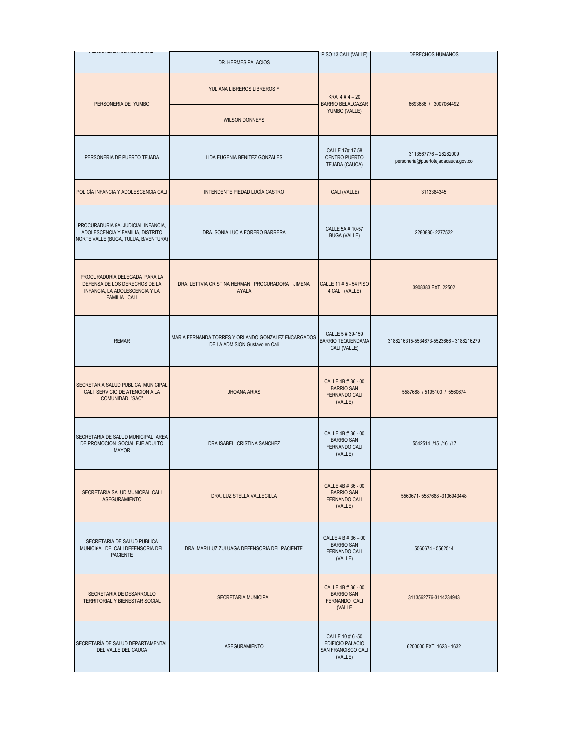| | | | |
|---|---|---|---|
| PERSONERIA MUNICIPAL CALI | DR. HERMES PALACIOS | PISO 13 CALI (VALLE) | DERECHOS HUMANOS |
| PERSONERIA DE YUMBO | YULIANA LIBREROS LIBREROS Y<br>WILSON DONNEYS | KRA 4 # 4 – 20 BARRIO BELALCAZAR YUMBO (VALLE) | 6693686 / 3007064492 |
| PERSONERIA DE PUERTO TEJADA | LIDA EUGENIA BENITEZ GONZALES | CALLE 17# 17 58 CENTRO PUERTO TEJADA (CAUCA) | 3113567776 – 28282009 personeria@puertotejadacauca.gov.co |
| POLICÍA INFANCIA Y ADOLESCENCIA CALI | INTENDENTE PIEDAD LUCÍA CASTRO | CALI (VALLE) | 3113384345 |
| PROCURADURIA 9A. JUDICIAL INFANCIA, ADOLESCENCIA Y FAMILIA, DISTRITO NORTE VALLE (BUGA, TULUA, B/VENTURA) | DRA. SONIA LUCIA FORERO BARRERA | CALLE 5A # 10-57 BUGA (VALLE) | 2280880- 2277522 |
| PROCURADURÍA DELEGADA PARA LA DEFENSA DE LOS DERECHOS DE LA INFANCIA, LA ADOLESCENCIA Y LA FAMILIA CALI | DRA. LETTVIA CRISTINA HERMAN PROCURADORA JIMENA AYALA | CALLE 11 # 5 - 54 PISO 4 CALI (VALLE) | 3908383 EXT. 22502 |
| REMAR | MARIA FERNANDA TORRES Y ORLANDO GONZALEZ ENCARGADOS DE LA ADMISION Gustavo en Cali | CALLE 5 # 39-159 BARRIO TEQUENDAMA CALI (VALLE) | 3188216315-5534673-5523666 - 3188216279 |
| SECRETARIA SALUD PUBLICA MUNICIPAL CALI SERVICIO DE ATENCIÓN A LA COMUNIDAD "SAC" | JHOANA ARIAS | CALLE 4B # 36 - 00 BARRIO SAN FERNANDO CALI (VALLE) | 5587688 / 5195100 / 5560674 |
| SECRETARIA DE SALUD MUNICIPAL AREA DE PROMOCION SOCIAL EJE ADULTO MAYOR | DRA ISABEL CRISTINA SANCHEZ | CALLE 4B # 36 - 00 BARRIO SAN FERNANDO CALI (VALLE) | 5542514 /15 /16 /17 |
| SECRETARIA SALUD MUNICPAL CALI ASEGURAMIENTO | DRA. LUZ STELLA VALLECILLA | CALLE 4B # 36 - 00 BARRIO SAN FERNANDO CALI (VALLE) | 5560671- 5587688 -3106943448 |
| SECRETARIA DE SALUD PUBLICA MUNICIPAL DE CALI DEFENSORIA DEL PACIENTE | DRA. MARI LUZ ZULUAGA DEFENSORIA DEL PACIENTE | CALLE 4 B # 36 – 00 BARRIO SAN FERNANDO CALI (VALLE) | 5560674 - 5562514 |
| SECRETARIA DE DESARROLLO TERRITORIAL Y BIENESTAR SOCIAL | SECRETARIA MUNICIPAL | CALLE 4B # 36 - 00 BARRIO SAN FERNANDO CALI (VALLE | 3113562776-3114234943 |
| SECRETARÍA DE SALUD DEPARTAMENTAL DEL VALLE DEL CAUCA | ASEGURAMIENTO | CALLE 10 # 6 -50 EDIFICIO PALACIO SAN FRANCISCO CALI (VALLE) | 6200000 EXT. 1623 - 1632 |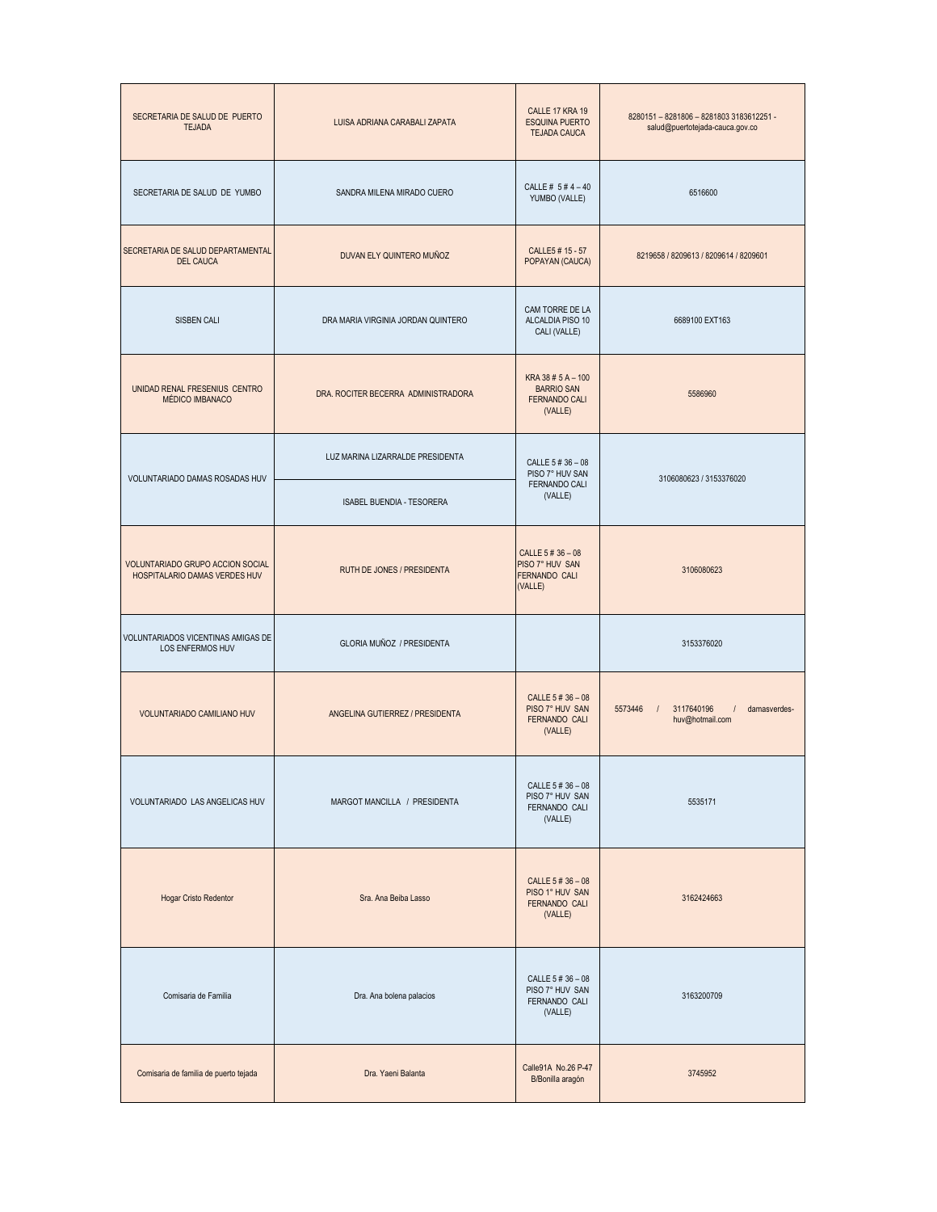| | | | |
|---|---|---|---|
| SECRETARIA DE SALUD DE PUERTO TEJADA | LUISA ADRIANA CARABALI ZAPATA | CALLE 17 KRA 19 ESQUINA PUERTO TEJADA CAUCA | 8280151 – 8281806 – 8281803 3183612251 - salud@puertotejada-cauca.gov.co |
| SECRETARIA DE SALUD DE YUMBO | SANDRA MILENA MIRADO CUERO | CALLE # 5 # 4 – 40 YUMBO (VALLE) | 6516600 |
| SECRETARIA DE SALUD DEPARTAMENTAL DEL CAUCA | DUVAN ELY QUINTERO MUÑOZ | CALLE5 # 15 - 57 POPAYAN (CAUCA) | 8219658 / 8209613 / 8209614 / 8209601 |
| SISBEN CALI | DRA MARIA VIRGINIA JORDAN QUINTERO | CAM TORRE DE LA ALCALDIA PISO 10 CALI (VALLE) | 6689100 EXT163 |
| UNIDAD RENAL FRESENIUS CENTRO MÉDICO IMBANACO | DRA. ROCITER BECERRA ADMINISTRADORA | KRA 38 # 5 A – 100 BARRIO SAN FERNANDO CALI (VALLE) | 5586960 |
| VOLUNTARIADO DAMAS ROSADAS HUV | LUZ MARINA LIZARRALDE PRESIDENTA | CALLE 5 # 36 – 08 PISO 7° HUV SAN FERNANDO CALI (VALLE) | 3106080623 / 3153376020 |
| | ISABEL BUENDIA - TESORERA | | |
| VOLUNTARIADO GRUPO ACCION SOCIAL HOSPITALARIO DAMAS VERDES HUV | RUTH DE JONES / PRESIDENTA | CALLE 5 # 36 – 08 PISO 7° HUV SAN FERNANDO CALI (VALLE) | 3106080623 |
| VOLUNTARIADOS VICENTINAS AMIGAS DE LOS ENFERMOS HUV | GLORIA MUÑOZ / PRESIDENTA | | 3153376020 |
| VOLUNTARIADO CAMILIANO HUV | ANGELINA GUTIERREZ / PRESIDENTA | CALLE 5 # 36 – 08 PISO 7° HUV SAN FERNANDO CALI (VALLE) | 5573446 / 3117640196 / damasverdes-huv@hotmail.com |
| VOLUNTARIADO LAS ANGELICAS HUV | MARGOT MANCILLA / PRESIDENTA | CALLE 5 # 36 – 08 PISO 7° HUV SAN FERNANDO CALI (VALLE) | 5535171 |
| Hogar Cristo Redentor | Sra. Ana Beiba Lasso | CALLE 5 # 36 – 08 PISO 1° HUV SAN FERNANDO CALI (VALLE) | 3162424663 |
| Comisaria de Familia | Dra. Ana bolena palacios | CALLE 5 # 36 – 08 PISO 7° HUV SAN FERNANDO CALI (VALLE) | 3163200709 |
| Comisaria de familia de puerto tejada | Dra. Yaeni Balanta | Calle91A No.26 P-47 B/Bonilla aragón | 3745952 |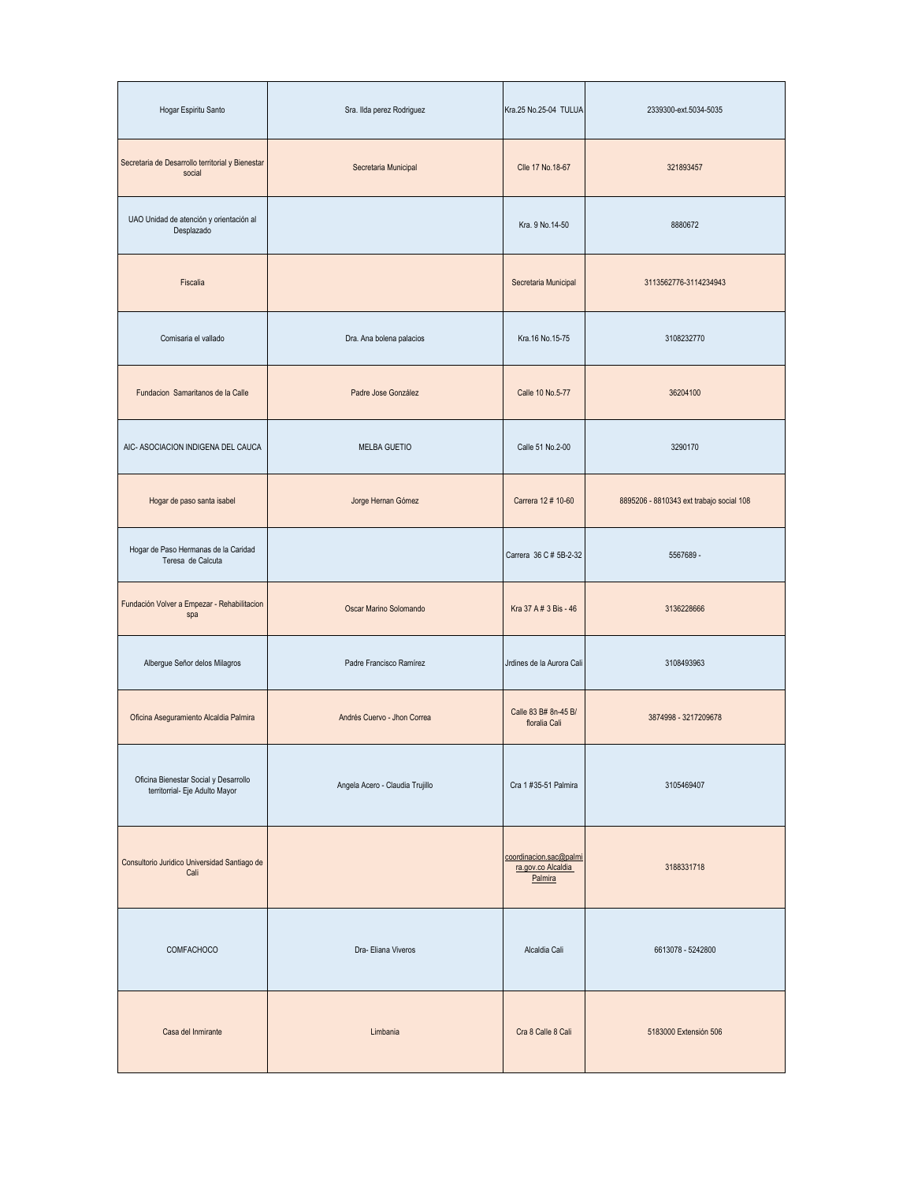| | | | |
|---|---|---|---|
| Hogar Espiritu Santo | Sra. Ilda perez Rodriguez | Kra.25 No.25-04 TULUA | 2339300-ext.5034-5035 |
| Secretaria de Desarrollo territorial y Bienestar social | Secretaria Municipal | Clle 17 No.18-67 | 321893457 |
| UAO Unidad de atención y orientación al Desplazado | | Kra. 9 No.14-50 | 8880672 |
| Fiscalia | | Secretaria Municipal | 3113562776-3114234943 |
| Comisaria el vallado | Dra. Ana bolena palacios | Kra.16 No.15-75 | 3108232770 |
| Fundacion Samaritanos de la Calle | Padre Jose González | Calle 10 No.5-77 | 36204100 |
| AIC- ASOCIACION INDIGENA DEL CAUCA | MELBA GUETIO | Calle 51 No.2-00 | 3290170 |
| Hogar de paso santa isabel | Jorge Hernan Gómez | Carrera 12 # 10-60 | 8895206 - 8810343 ext trabajo social 108 |
| Hogar de Paso Hermanas de la Caridad Teresa de Calcuta | | Carrera 36 C # 5B-2-32 | 5567689 - |
| Fundación Volver a Empezar - Rehabilitacion spa | Oscar Marino Solomando | Kra 37 A # 3 Bis - 46 | 3136228666 |
| Albergue Señor delos Milagros | Padre Francisco Ramírez | Jrdines de la Aurora Cali | 3108493963 |
| Oficina Aseguramiento Alcaldia Palmira | Andrés Cuervo - Jhon Correa | Calle 83 B# 8n-45 B/ floralia Cali | 3874998 - 3217209678 |
| Oficina Bienestar Social y Desarrollo territorrial- Eje Adulto Mayor | Angela Acero - Claudia Trujillo | Cra 1 #35-51 Palmira | 3105469407 |
| Consultorio Jurídico Universidad Santiago de Cali | | coordinacion.sac@palmira.gov.co Alcaldia Palmira | 3188331718 |
| COMFACHOCO | Dra- Eliana Viveros | Alcaldia Cali | 6613078 - 5242800 |
| Casa del Inmirante | Limbania | Cra 8 Calle 8 Cali | 5183000 Extensión 506 |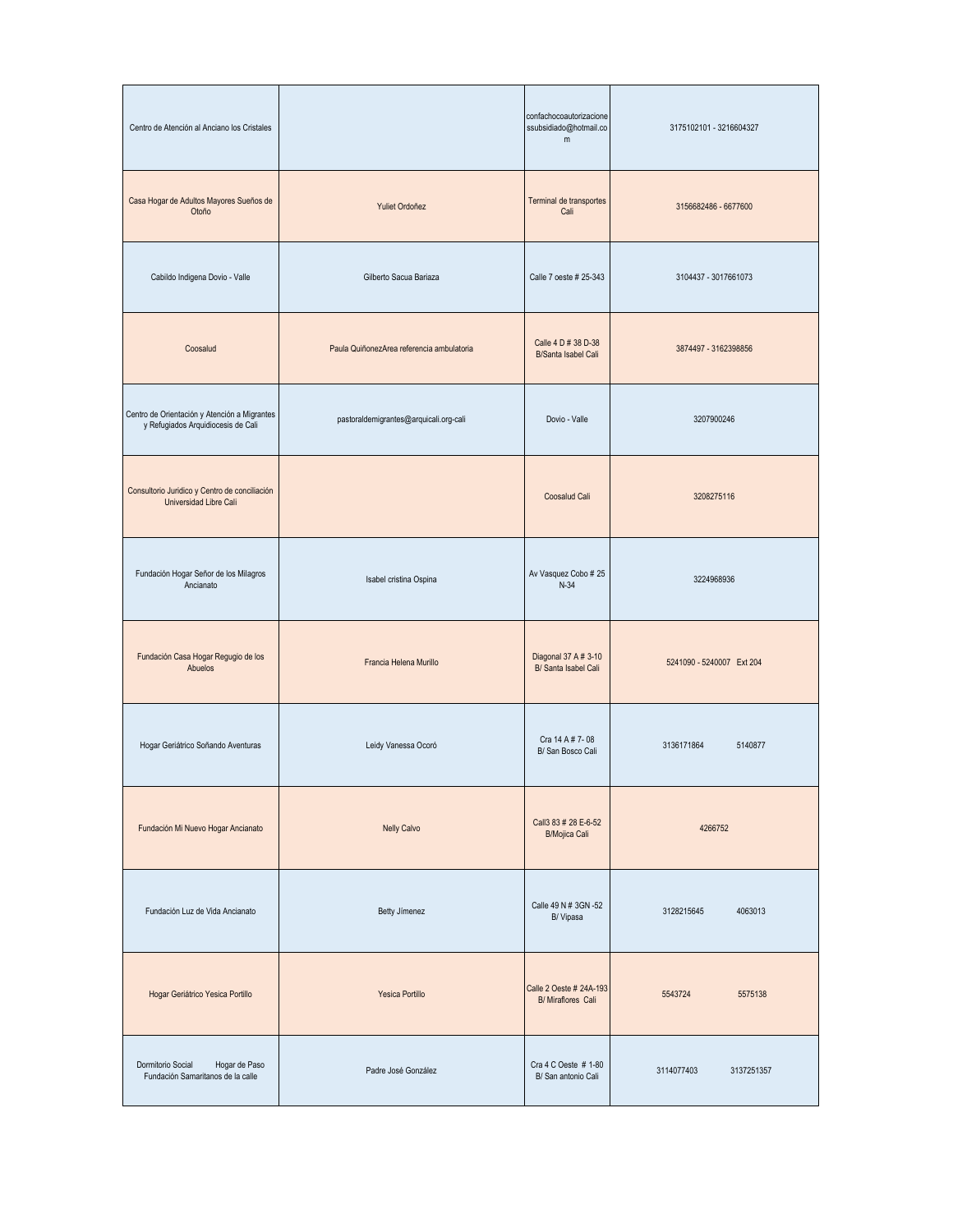| | | | |
|---|---|---|---|
| Centro de Atención al Anciano los Cristales | | confachocoautorizacionessubsidiado@hotmail.com | 3175102101 - 3216604327 |
| Casa Hogar de Adultos Mayores Sueños de Otoño | Yuliet Ordoñez | Terminal de transportes Cali | 3156682486 - 6677600 |
| Cabildo Indigena Dovio - Valle | Gilberto Sacua Bariaza | Calle 7 oeste # 25-343 | 3104437 - 3017661073 |
| Coosalud | Paula QuiñonezArea referencia ambulatoria | Calle 4 D # 38 D-38 B/Santa Isabel Cali | 3874497 - 3162398856 |
| Centro de Orientación y Atención a Migrantes y Refugiados Arquidiocesis de Cali | pastoraldemigrantes@arquicali.org-cali | Dovio - Valle | 3207900246 |
| Consultorio Juridico y Centro de conciliación Universidad Libre Cali | | Coosalud Cali | 3208275116 |
| Fundación Hogar Señor de los Milagros Ancianato | Isabel cristina Ospina | Av Vasquez Cobo # 25 N-34 | 3224968936 |
| Fundación Casa Hogar Regugio de los Abuelos | Francia Helena Murillo | Diagonal 37 A # 3-10 B/ Santa Isabel Cali | 5241090 - 5240007 Ext 204 |
| Hogar Geriátrico Soñando Aventuras | Leidy Vanessa Ocoró | Cra 14 A # 7- 08 B/ San Bosco Cali | 3136171864 5140877 |
| Fundación Mi Nuevo Hogar Ancianato | Nelly Calvo | Call3 83 # 28 E-6-52 B/Mojica Cali | 4266752 |
| Fundación Luz de Vida Ancianato | Betty Jímenez | Calle 49 N # 3GN -52 B/ Vipasa | 3128215645 4063013 |
| Hogar Geriátrico Yesica Portillo | Yesica Portillo | Calle 2 Oeste # 24A-193 B/ Miraflores Cali | 5543724 5575138 |
| Dormitorio Social Hogar de Paso Fundación Samaritanos de la calle | Padre José González | Cra 4 C Oeste # 1-80 B/ San antonio Cali | 3114077403 3137251357 |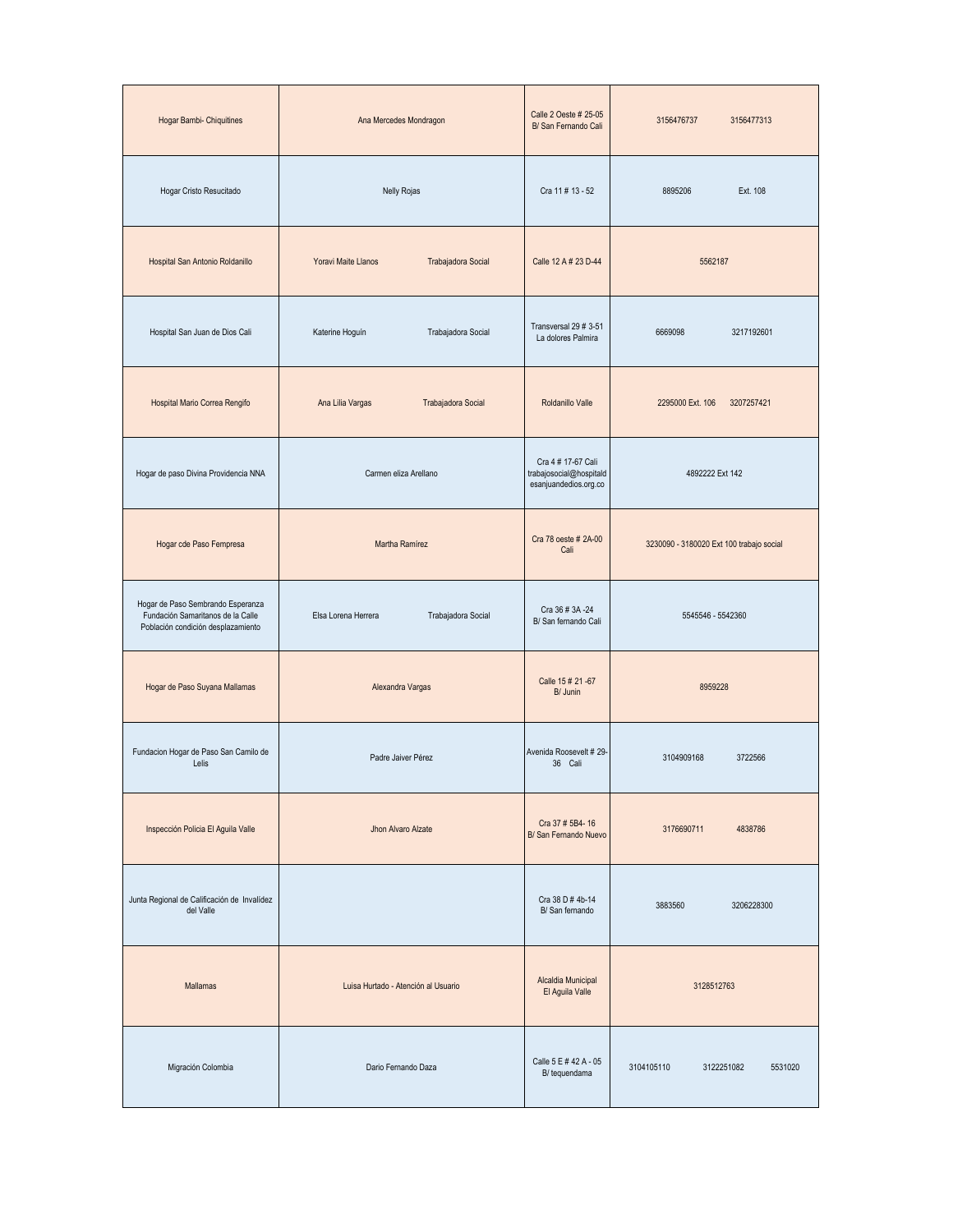| | | | |
|---|---|---|---|
| Hogar Bambi- Chiquitines | Ana Mercedes Mondragon | Calle 2 Oeste # 25-05 B/ San Fernando Cali | 3156476737 3156477313 |
| Hogar Cristo Resucitado | Nelly Rojas | Cra 11 # 13 - 52 | 8895206 Ext. 108 |
| Hospital San Antonio Roldanillo | Yoravi Maite Llanos Trabajadora Social | Calle 12 A # 23 D-44 | 5562187 |
| Hospital San Juan de Dios Cali | Katerine Hoguín Trabajadora Social | Transversal 29 # 3-51 La dolores Palmira | 6669098 3217192601 |
| Hospital Mario Correa Rengifo | Ana Lilia Vargas Trabajadora Social | Roldanillo Valle | 2295000 Ext. 106 3207257421 |
| Hogar de paso Divina Providencia NNA | Carmen eliza Arellano | Cra 4 # 17-67 Cali trabajosocial@hospitaldesanjuandedios.org.co | 4892222 Ext 142 |
| Hogar cde Paso Fempresa | Martha Ramírez | Cra 78 oeste # 2A-00 Cali | 3230090 - 3180020 Ext 100 trabajo social |
| Hogar de Paso Sembrando Esperanza Fundación Samaritanos de la Calle Población condición desplazamiento | Elsa Lorena Herrera Trabajadora Social | Cra 36 # 3A -24 B/ San fernando Cali | 5545546 - 5542360 |
| Hogar de Paso Suyana Mallamas | Alexandra Vargas | Calle 15 # 21 -67 B/ Junin | 8959228 |
| Fundacion Hogar de Paso San Camilo de Lelis | Padre Jaiver Pérez | Avenida Roosevelt # 29-36 Cali | 3104909168 3722566 |
| Inspección Policia El Aguila Valle | Jhon Alvaro Alzate | Cra 37 # 5B4- 16 B/ San Fernando Nuevo | 3176690711 4838786 |
| Junta Regional de Calificación de Invalídez del Valle | | Cra 38 D # 4b-14 B/ San fernando | 3883560 3206228300 |
| Mallamas | Luisa Hurtado - Atención al Usuario | Alcaldia Municipal El Aguila Valle | 3128512763 |
| Migración Colombia | Dario Fernando Daza | Calle 5 E # 42 A - 05 B/ tequendama | 3104105110 3122251082 5531020 |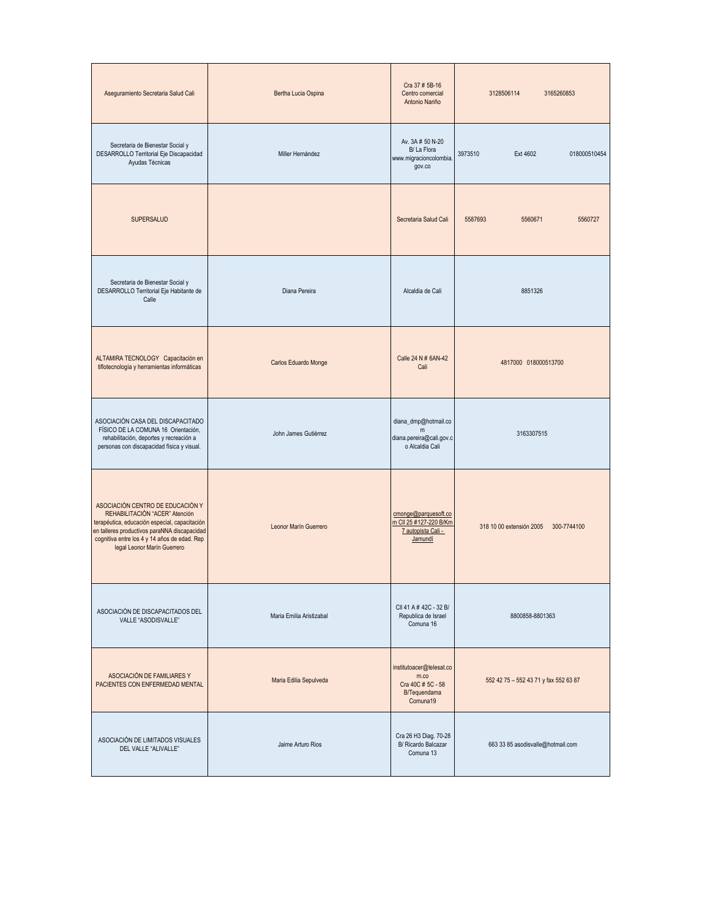| | | | |
|---|---|---|---|
| Aseguramiento Secretaria Salud Cali | Bertha Lucia Ospina | Cra 37 # 5B-16 Centro comercial Antonio Nariño | 3128506114 3165260853 |
| Secretaria de Bienestar Social y DESARROLLO Territorial Eje Discapacidad Ayudas Técnicas | Miller Hernández | Av. 3A # 50 N-20 B/ La Flora www.migracioncolombia.gov.co | 3973510 Ext 4602 018000510454 |
| SUPERSALUD | | Secretaria Salud Cali | 5587693 5560671 5560727 |
| Secretaria de Bienestar Social y DESARROLLO Territorial Eje Habitante de Calle | Diana Pereira | Alcaldía de Cali | 8851326 |
| ALTAMIRA TECNOLOGY Capacitación en tiflotecnología y herramientas informáticas | Carlos Eduardo Monge | Calle 24 N # 6AN-42 Cali | 4817000 018000513700 |
| ASOCIACIÓN CASA DEL DISCAPACITADO FÍSICO DE LA COMUNA 16 Orientación, rehabilitación, deportes y recreación a personas con discapacidad física y visual. | John James Gutiérrez | diana_dmp@hotmail.com diana.pereira@cali.gov.co Alcaldía Cali | 3163307515 |
| ASOCIACIÓN CENTRO DE EDUCACIÓN Y REHABILITACIÓN "ACER" Atención terapéutica, educación especial, capacitación en talleres productivos paraNNA discapacidad cognitiva entre los 4 y 14 años de edad. Rep legal Leonor Marín Guerrero | Leonor Marín Guerrero | cmonge@parquesoft.com Cll 25 #127-220 B/Km 7 autopista Cali - Jamundí | 318 10 00 extensión 2005 300-7744100 |
| ASOCIACIÓN DE DISCAPACITADOS DEL VALLE "ASODISVALLE" | Maria Emilia Aristizabal | Cll 41 A # 42C - 32 B/ Republica de Israel Comuna 16 | 8800858-8801363 |
| ASOCIACIÓN DE FAMILIARES Y PACIENTES CON ENFERMEDAD MENTAL | Maria Edilia Sepulveda | institutoacer@telesat.com.co Cra 40C # 5C - 58 B/Tequendama Comuna19 | 552 42 75 – 552 43 71 y fax 552 63 87 |
| ASOCIACIÓN DE LIMITADOS VISUALES DEL VALLE "ALIVALLE" | Jaime Arturo Rios | Cra 26 H3 Diag. 70-28 B/ Ricardo Balcazar Comuna 13 | 663 33 85 asodisvalle@hotmail.com |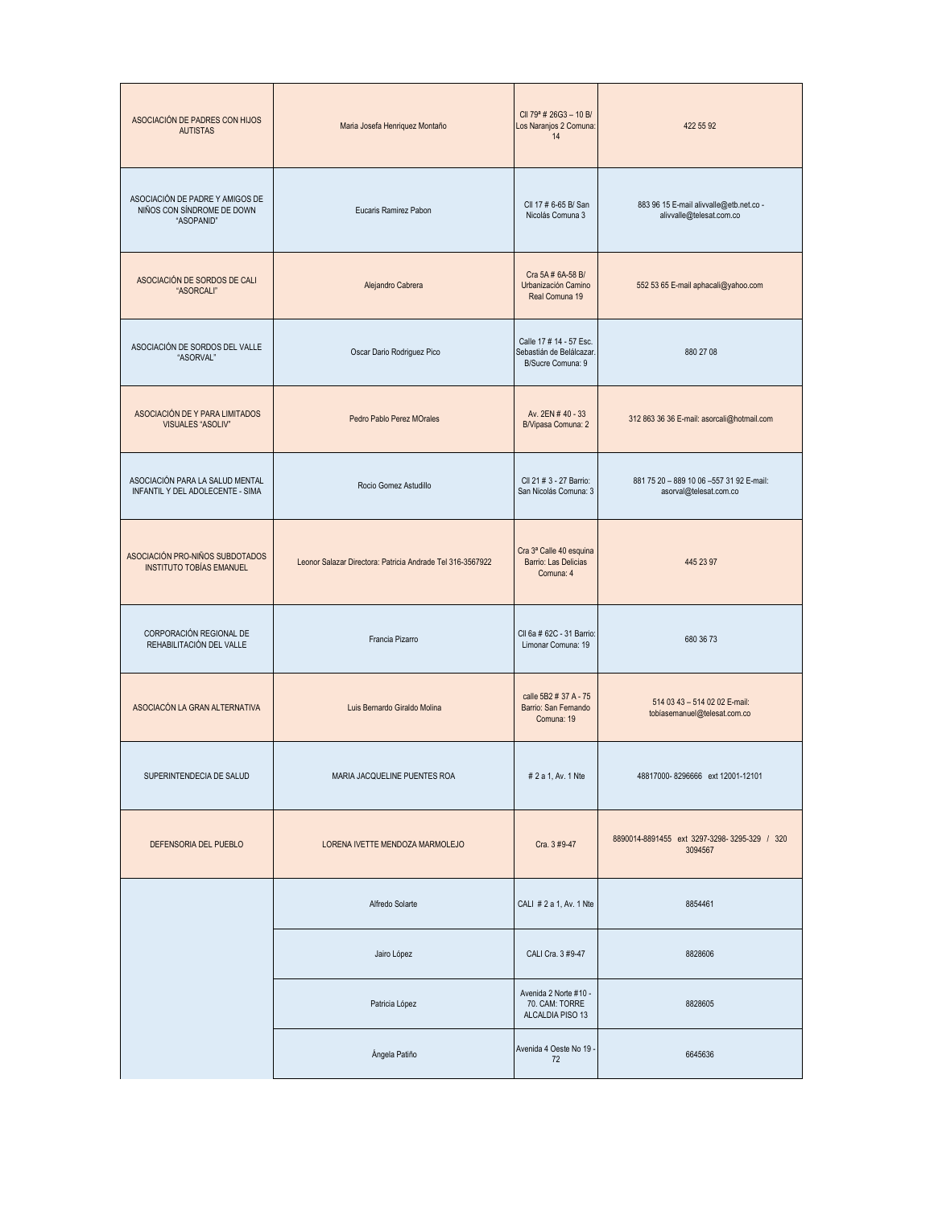| | | | |
|---|---|---|---|
| ASOCIACIÓN DE PADRES CON HIJOS AUTISTAS | Maria Josefa Henriquez Montaño | Cll 79ª # 26G3 – 10 B/ Los Naranjos 2 Comuna: 14 | 422 55 92 |
| ASOCIACIÓN DE PADRE Y AMIGOS DE NIÑOS CON SÍNDROME DE DOWN "ASOPANID" | Eucaris Ramirez Pabon | Cll 17 # 6-65 B/ San Nicolás Comuna 3 | 883 96 15 E-mail alivvalle@etb.net.co - alivvalle@telesat.com.co |
| ASOCIACIÓN DE SORDOS DE CALI "ASORCALI" | Alejandro Cabrera | Cra 5A # 6A-58 B/ Urbanización Camino Real Comuna 19 | 552 53 65 E-mail aphacali@yahoo.com |
| ASOCIACIÓN DE SORDOS DEL VALLE "ASORVAL" | Oscar Dario Rodriguez Pico | Calle 17 # 14 - 57 Esc. Sebastián de Belálcazar. B/Sucre Comuna: 9 | 880 27 08 |
| ASOCIACIÓN DE Y PARA LIMITADOS VISUALES "ASOLIV" | Pedro Pablo Perez MOrales | Av. 2EN # 40 - 33 B/Vipasa Comuna: 2 | 312 863 36 36 E-mail: asorcali@hotmail.com |
| ASOCIACIÓN PARA LA SALUD MENTAL INFANTIL Y DEL ADOLECENTE - SIMA | Rocio Gomez Astudillo | Cll 21 # 3 - 27 Barrio: San Nicolás Comuna: 3 | 881 75 20 – 889 10 06 –557 31 92 E-mail: asorval@telesat.com.co |
| ASOCIACIÓN PRO-NIÑOS SUBDOTADOS INSTITUTO TOBÍAS EMANUEL | Leonor Salazar Directora: Patricia Andrade Tel 316-3567922 | Cra 3ª Calle 40 esquina Barrio: Las Delicias Comuna: 4 | 445 23 97 |
| CORPORACIÓN REGIONAL DE REHABILITACIÓN DEL VALLE | Francia Pizarro | Cll 6a # 62C - 31 Barrio: Limonar Comuna: 19 | 680 36 73 |
| ASOCIACÓN LA GRAN ALTERNATIVA | Luis Bernardo Giraldo Molina | calle 5B2 # 37 A - 75 Barrio: San Fernando Comuna: 19 | 514 03 43 – 514 02 02 E-mail: tobiasemanuel@telesat.com.co |
| SUPERINTENDECIA DE SALUD | MARIA JACQUELINE PUENTES ROA | # 2 a 1, Av. 1 Nte | 48817000- 8296666 ext 12001-12101 |
| DEFENSORIA DEL PUEBLO | LORENA IVETTE MENDOZA MARMOLEJO | Cra. 3 #9-47 | 8890014-8891455 ext 3297-3298- 3295-329 / 320 3094567 |
| | Alfredo Solarte | CALI # 2 a 1, Av. 1 Nte | 8854461 |
| | Jairo López | CALI Cra. 3 #9-47 | 8828606 |
| | Patricia López | Avenida 2 Norte #10 - 70. CAM: TORRE ALCALDIA PISO 13 | 8828605 |
| | Ángela Patiño | Avenida 4 Oeste No 19 - 72 | 6645636 |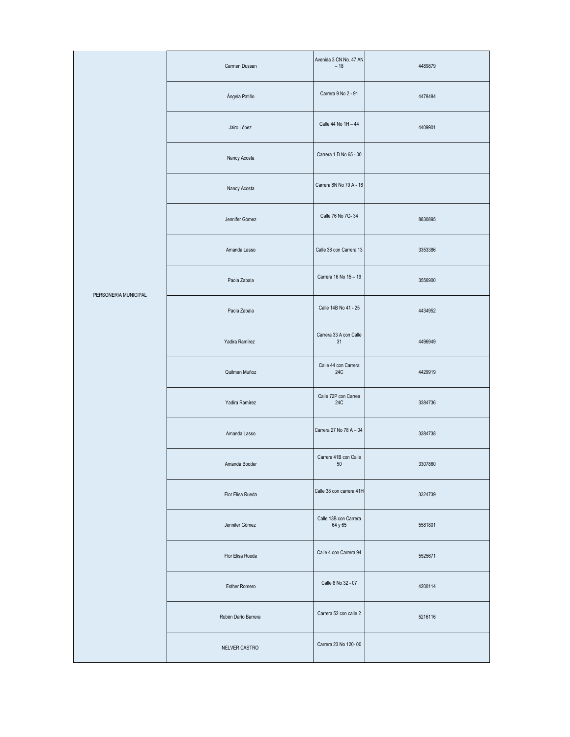| | | | |
|---|---|---|---|
| PERSONERIA MUNICIPAL | Carmen Dussan | Avenida 3 CN No. 47 AN – 18 | 4489879 |
| | Ángela Patiño | Carrera 9 No 2 - 91 | 4478484 |
| | Jairo López | Calle 44 No 1H – 44 | 4409901 |
| | Nancy Acosta | Carrera 1 D No 65 - 00 | |
| | Nancy Acosta | Carrera 8N No 70 A - 16 | |
| | Jennifer Gómez | Calle 76 No 7G- 34 | 8830895 |
| | Amanda Lasso | Calle 38 con Carrera 13 | 3353386 |
| | Paola Zabala | Carrera 16 No 15 – 19 | 3556900 |
| | Paola Zabala | Calle 14B No 41 - 25 | 4434952 |
| | Yadira Ramírez | Carrera 33 A con Calle 31 | 4496949 |
| | Quilman Muñoz | Calle 44 con Carrera 24C | 4429919 |
| | Yadira Ramírez | Calle 72P con Carrea 24C | 3384736 |
| | Amanda Lasso | Carrera 27 No 78 A – 04 | 3384738 |
| | Amanda Booder | Carrera 41B con Calle 50 | 3307860 |
| | Flor Elisa Rueda | Calle 38 con carrera 41H | 3324739 |
| | Jennifer Gómez | Calle 13B con Carrera 64 y 65 | 5581801 |
| | Flor Elisa Rueda | Calle 4 con Carrera 94 | 5525671 |
| | Esther Romero | Calle 8 No 32 - 07 | 4200114 |
| | Rubén Darío Barrera | Carrera 52 con calle 2 | 5216116 |
| | NELVER CASTRO | Carrera 23 No 120- 00 | |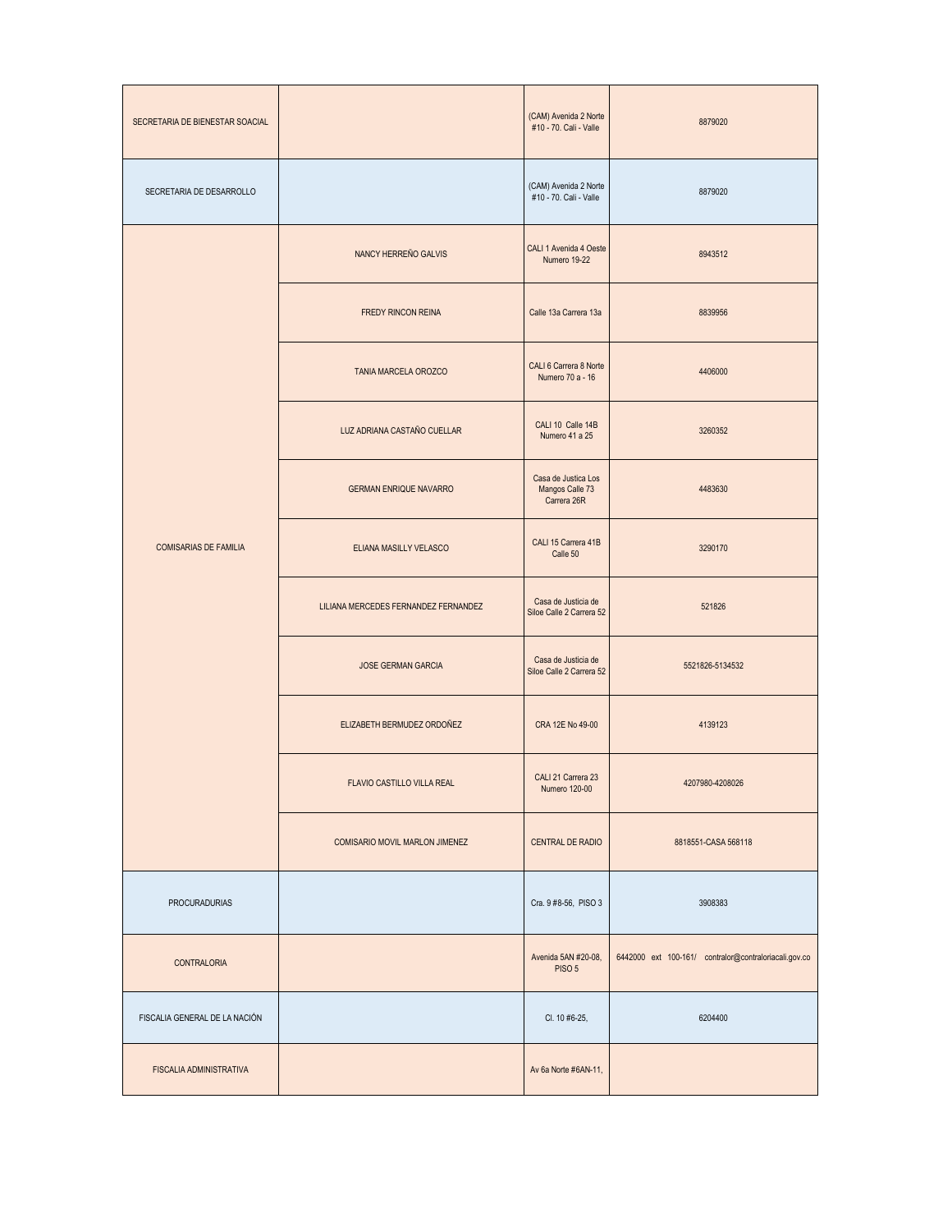| SECRETARIA DE BIENESTAR SOACIAL | | (CAM) Avenida 2 Norte #10 - 70. Cali - Valle | 8879020 |
|---|---|---|---|
| SECRETARIA DE DESARROLLO | | (CAM) Avenida 2 Norte #10 - 70. Cali - Valle | 8879020 |
| COMISARIAS DE FAMILIA | NANCY HERREÑO GALVIS | CALI 1 Avenida 4 Oeste Numero 19-22 | 8943512 |
| | FREDY RINCON REINA | Calle 13a Carrera 13a | 8839956 |
| | TANIA MARCELA OROZCO | CALI 6 Carrera 8 Norte Numero 70 a - 16 | 4406000 |
| | LUZ ADRIANA CASTAÑO CUELLAR | CALI 10 Calle 14B Numero 41 a 25 | 3260352 |
| | GERMAN ENRIQUE NAVARRO | Casa de Justica Los Mangos Calle 73 Carrera 26R | 4483630 |
| | ELIANA MASILLY VELASCO | CALI 15 Carrera 41B Calle 50 | 3290170 |
| | LILIANA MERCEDES FERNANDEZ FERNANDEZ | Casa de Justicia de Siloe Calle 2 Carrera 52 | 521826 |
| | JOSE GERMAN GARCIA | Casa de Justicia de Siloe Calle 2 Carrera 52 | 5521826-5134532 |
| | ELIZABETH BERMUDEZ ORDOÑEZ | CRA 12E No 49-00 | 4139123 |
| | FLAVIO CASTILLO VILLA REAL | CALI 21 Carrera 23 Numero 120-00 | 4207980-4208026 |
| | COMISARIO MOVIL MARLON JIMENEZ | CENTRAL DE RADIO | 8818551-CASA 568118 |
| PROCURADURIAS | | Cra. 9 #8-56, PISO 3 | 3908383 |
| CONTRALORIA | | Avenida 5AN #20-08, PISO 5 | 6442000 ext 100-161/ contralor@contraloriacali.gov.co |
| FISCALIA GENERAL DE LA NACIÓN | | Cl. 10 #6-25, | 6204400 |
| FISCALIA ADMINISTRATIVA | | Av 6a Norte #6AN-11, | |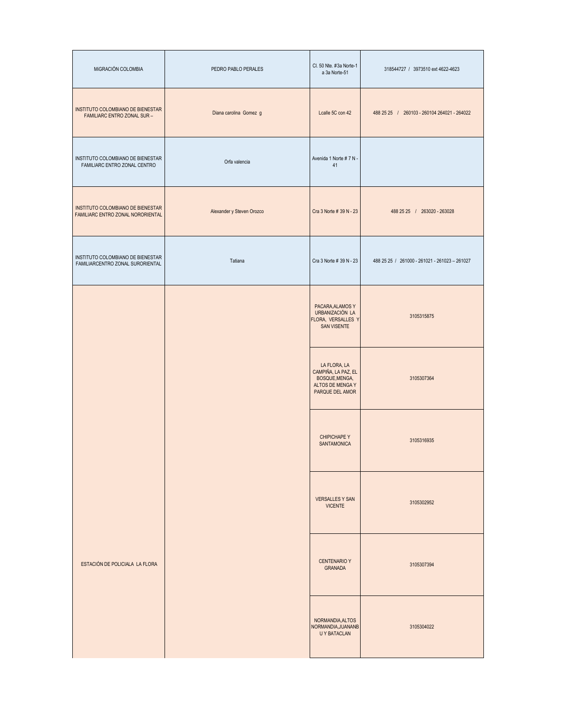| MIGRACIÓN COLOMBIA | PEDRO PABLO PERALES | Cl. 50 Nte. #3a Norte-1 a 3a Norte-51 | 318544727 / 3973510 ext 4622-4623 |
|---|---|---|---|
| INSTITUTO COLOMBIANO DE BIENESTAR FAMILIARC ENTRO ZONAL SUR – | Diana carolina Gomez g | Lcalle 5C con 42 | 488 25 25 / 260103 - 260104 264021 - 264022 |
| INSTITUTO COLOMBIANO DE BIENESTAR FAMILIARC ENTRO ZONAL CENTRO | Orfa valencia | Avenida 1 Norte # 7 N - 41 | |
| INSTITUTO COLOMBIANO DE BIENESTAR FAMILIARC ENTRO ZONAL NORORIENTAL | Alexander y Steven Orozco | Cra 3 Norte # 39 N - 23 | 488 25 25 / 263020 - 263028 |
| INSTITUTO COLOMBIANO DE BIENESTAR FAMILIARCENTRO ZONAL SURORIENTAL | Tatiana | Cra 3 Norte # 39 N - 23 | 488 25 25 / 261000 - 261021 - 261023 – 261027 |
| ESTACIÓN DE POLICIALA LA FLORA | | PACARA,ALAMOS Y URBANIZACIÓN LA FLORA, VERSALLES Y SAN VISENTE | 3105315875 |
| | | LA FLORA, LA CAMPIÑA, LA PAZ, EL BOSQUE,MENGA, ALTOS DE MENGA Y PARQUE DEL AMOR | 3105307364 |
| | | CHIPICHAPE Y SANTAMONICA | 3105316935 |
| | | VERSALLES Y SAN VICENTE | 3105302952 |
| | | CENTENARIO Y GRANADA | 3105307394 |
| | | NORMANDIA,ALTOS NORMANDIA,JUANANB U Y BATACLAN | 3105304022 |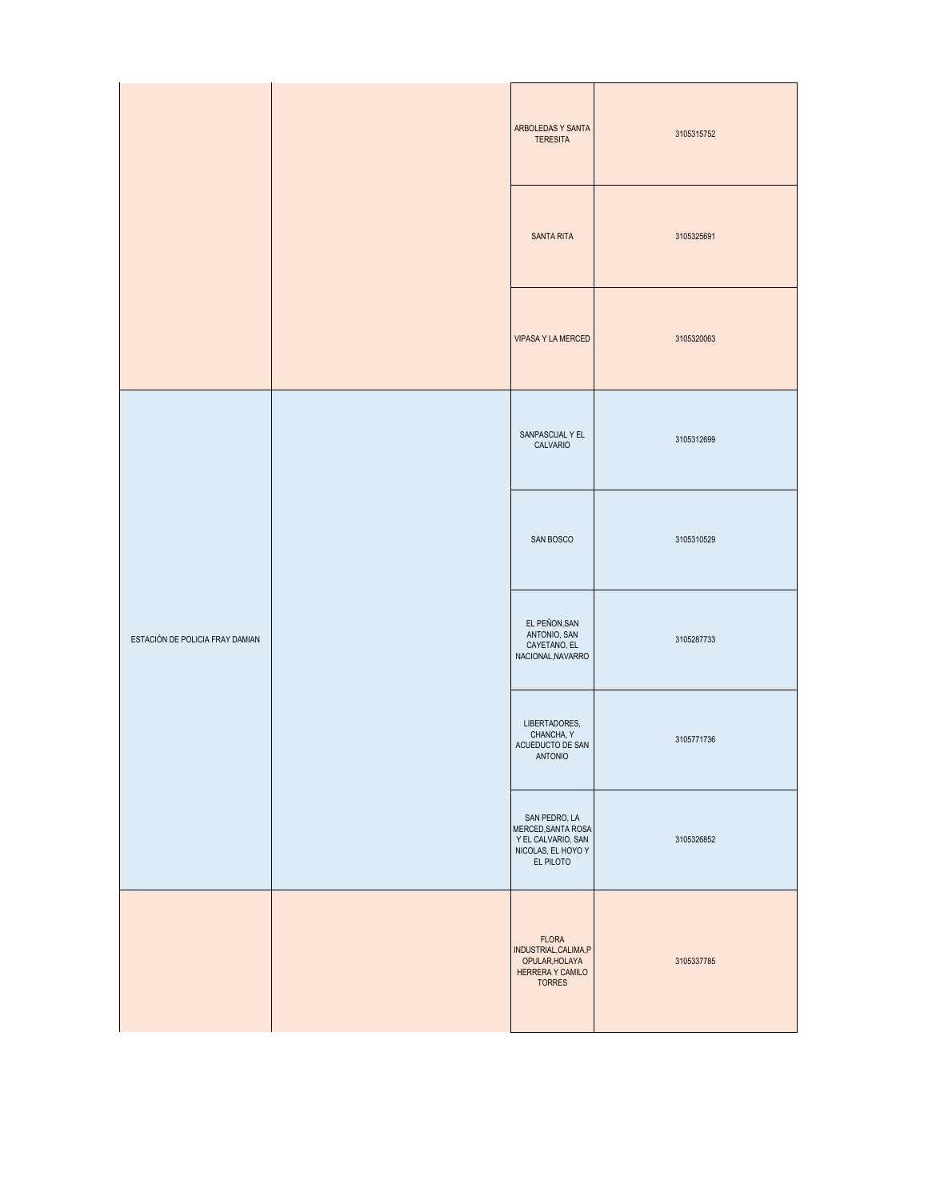| | | | |
|---|---|---|---|
| | | ARBOLEDAS Y SANTA TERESITA | 3105315752 |
| | | SANTA RITA | 3105325691 |
| | | VIPASA Y LA MERCED | 3105320063 |
| ESTACIÓN DE POLICIA FRAY DAMIAN | | SANPASCUAL Y EL CALVARIO | 3105312699 |
| | | SAN BOSCO | 3105310529 |
| | | EL PEÑON,SAN ANTONIO, SAN CAYETANO, EL NACIONAL,NAVARRO | 3105287733 |
| | | LIBERTADORES, CHANCHA, Y ACUEDUCTO DE SAN ANTONIO | 3105771736 |
| | | SAN PEDRO, LA MERCED,SANTA ROSA Y EL CALVARIO, SAN NICOLAS, EL HOYO Y EL PILOTO | 3105326852 |
| | | FLORA INDUSTRIAL,CALIMA,POPULAR,HOLAYA HERRERA Y CAMILO TORRES | 3105337785 |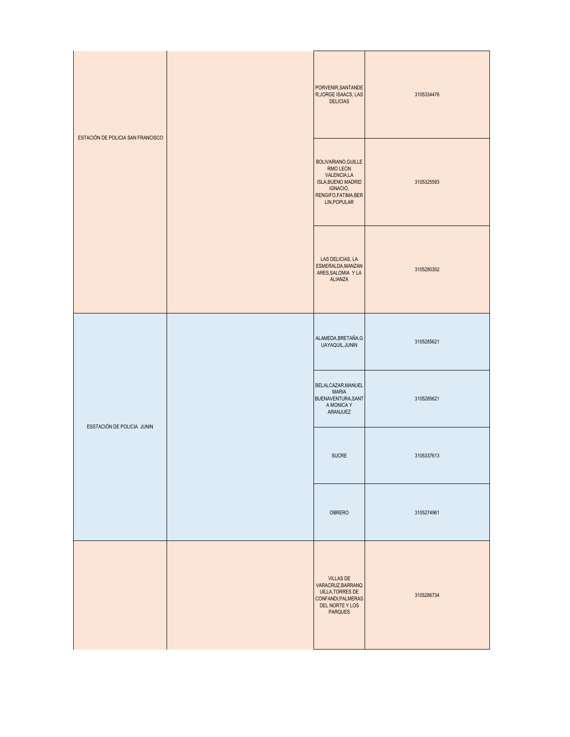| | | | |
|---|---|---|---|
| ESTACIÓN DE POLICIA SAN FRANCISCO | | PORVENIR,SANTANDER,JORGE ISAACS, LAS DELICIAS | 3105334476 |
| | | BOLIVARIANO,GUILLERMO LEON VALENCIA,LA ISLA,BUENO MADRID IGNACIO, RENGIFO,FATIMA,BERLIN,POPULAR | 3105325593 |
| | | LAS DELICIAS, LA ESMERALDA,MANZANARES,SALOMIA Y LA ALIANZA | 3105280302 |
| ESSTACIÓN DE POLICIA JUNIN | | ALAMEDA,BRETAÑA,GUAYAQUIL,JUNIN | 3105285621 |
| | | BELALCAZAR,MANUEL MARIA BUENAVENTURA,SANTA MONICA Y ARANJUEZ | 3105285621 |
| | | SUCRE | 3105337613 |
| | | OBRERO | 3105274961 |
| | | VILLAS DE VARACRUZ,BARRANQUILLA,TORRES DE CONFANDI,PALMERAS DEL NORTE Y LOS PARQUES | 3105286734 |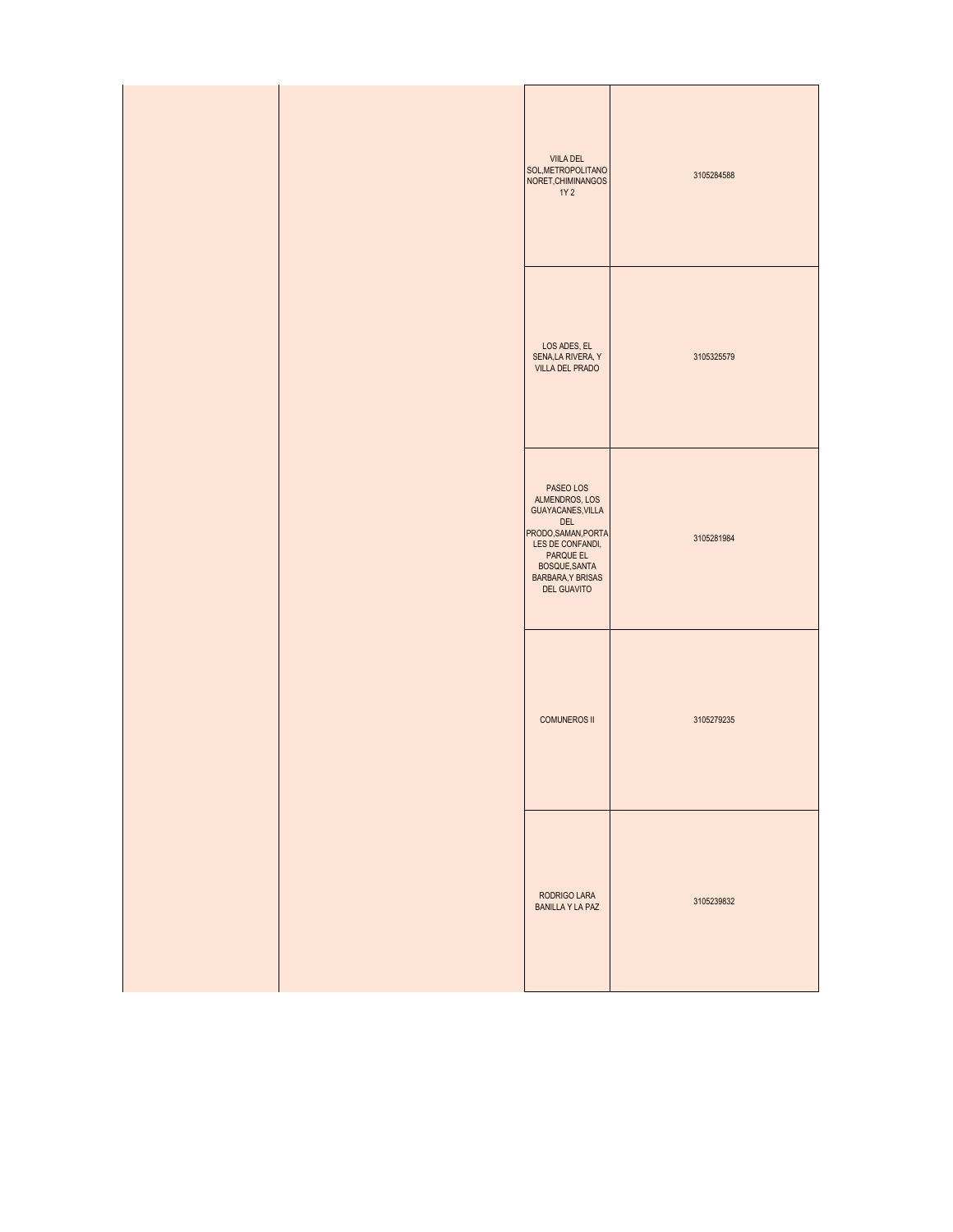| | | | |
|---|---|---|---|
| | | VIILA DEL SOL,METROPOLITANO NORET,CHIMINANGOS 1Y 2 | 3105284588 |
| | | LOS ADES, EL SENA,LA RIVERA, Y VILLA DEL PRADO | 3105325579 |
| | | PASEO LOS ALMENDROS, LOS GUAYACANES,VILLA DEL PRODO,SAMAN,PORTALES DE CONFANDI, PARQUE EL BOSQUE,SANTA BARBARA,Y BRISAS DEL GUAVITO | 3105281984 |
| | | COMUNEROS II | 3105279235 |
| | | RODRIGO LARA BANILLA Y LA PAZ | 3105239832 |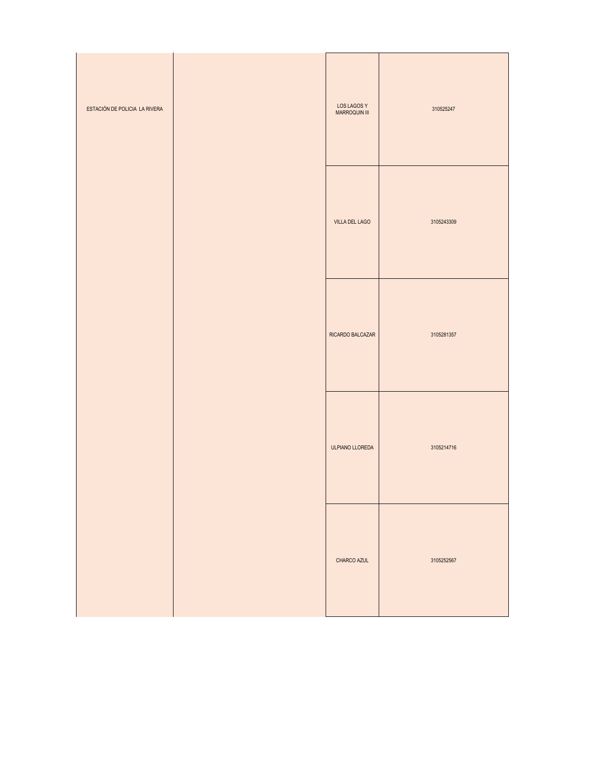| | | | |
|---|---|---|---|
| ESTACIÓN DE POLICIA LA RIVERA | | LOS LAGOS Y MARROQUIN III | 310525247 |
| | | VILLA DEL LAGO | 3105243309 |
| | | RICARDO BALCAZAR | 3105281357 |
| | | ULPIANO LLOREDA | 3105214716 |
| | | CHARCO AZUL | 3105252567 |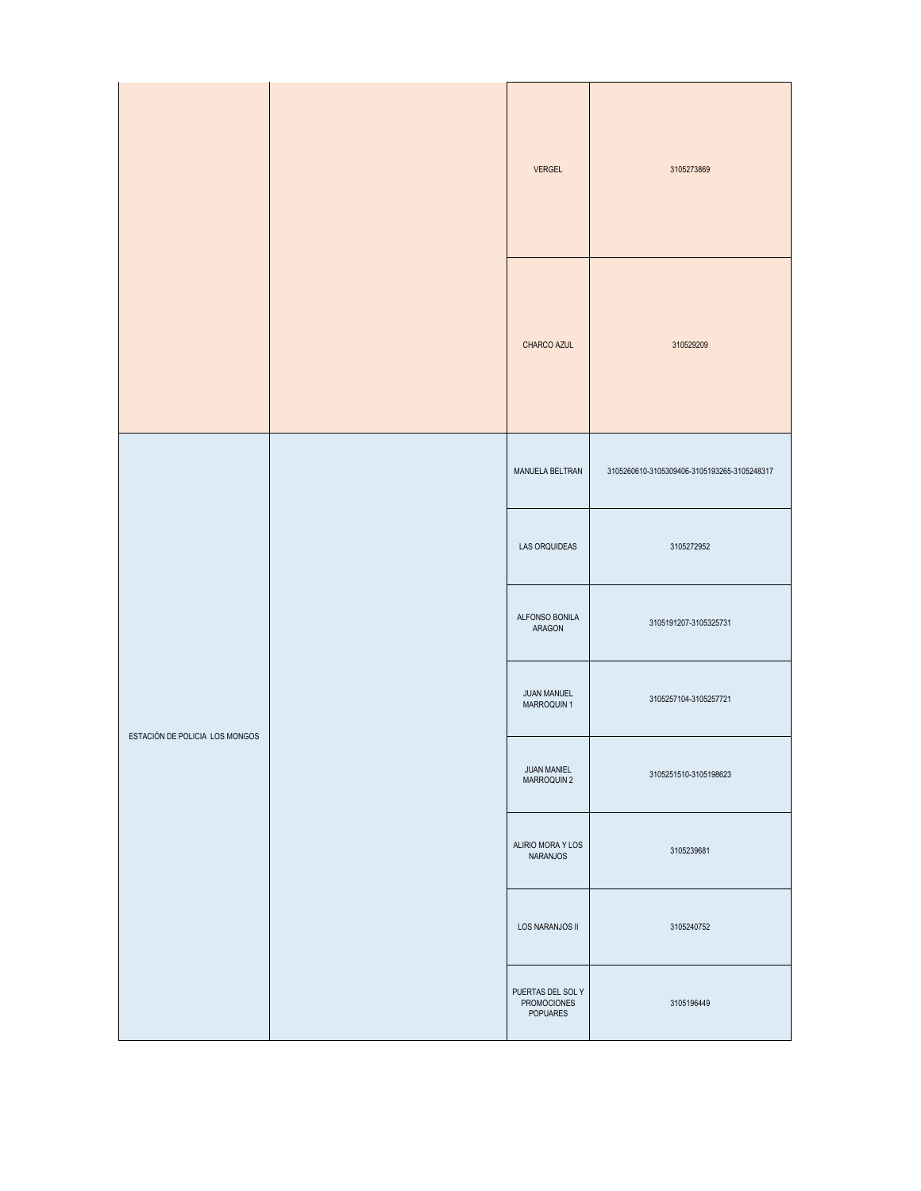| | | | |
|---|---|---|---|
| | | VERGEL | 3105273869 |
| | | CHARCO AZUL | 310529209 |
| ESTACIÓN DE POLICIA LOS MONGOS | | MANUELA BELTRAN | 3105260610-3105309406-3105193265-3105248317 |
| | | LAS ORQUIDEAS | 3105272952 |
| | | ALFONSO BONILA ARAGON | 3105191207-3105325731 |
| | | JUAN MANUEL MARROQUIN 1 | 3105257104-3105257721 |
| | | JUAN MANIEL MARROQUIN 2 | 3105251510-3105198623 |
| | | ALIRIO MORA Y LOS NARANJOS | 3105239681 |
| | | LOS NARANJOS II | 3105240752 |
| | | PUERTAS DEL SOL Y PROMOCIONES POPUARES | 3105196449 |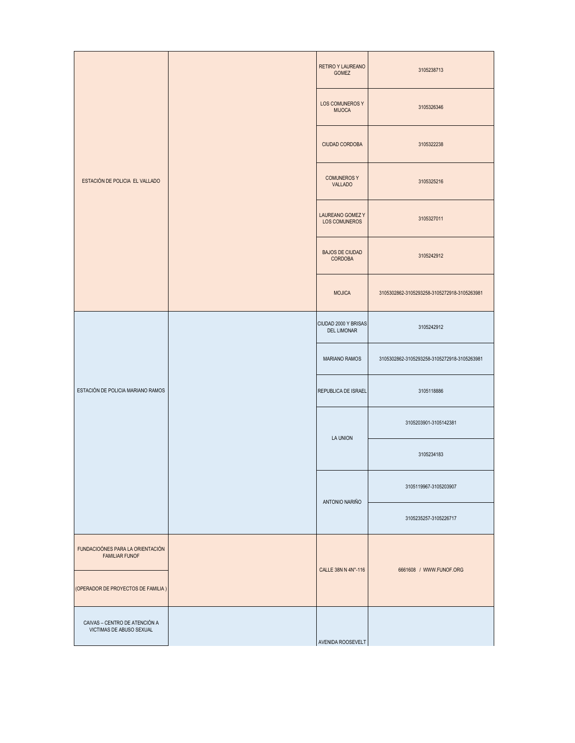| | | | |
|---|---|---|---|
| ESTACIÓN DE POLICIA EL VALLADO | | RETIRO Y LAUREANO GOMEZ | 3105238713 |
| | | LOS COMUNEROS Y MIJOCA | 3105326346 |
| | | CIUDAD CORDOBA | 3105322238 |
| | | COMUNEROS Y VALLADO | 3105325216 |
| | | LAUREANO GOMEZ Y LOS COMUNEROS | 3105327011 |
| | | BAJOS DE CIUDAD CORDOBA | 3105242912 |
| | | MOJICA | 3105302862-3105293258-3105272918-3105263981 |
| ESTACIÓN DE POLICIA MARIANO RAMOS | | CIUDAD 2000 Y BRISAS DEL LIMONAR | 3105242912 |
| | | MARIANO RAMOS | 3105302862-3105293258-3105272918-3105263981 |
| | | REPUBLICA DE ISRAEL | 3105118886 |
| | | LA UNION | 3105203901-3105142381 |
| | | | 3105234183 |
| | | ANTONIO NARIÑO | 3105119967-3105203907 |
| | | | 3105235257-3105226717 |
| FUNDACIOÓNES PARA LA ORIENTACIÓN FAMILIAR FUNOF (OPERADOR DE PROYECTOS DE FAMILIA ) | | CALLE 38N N 4N°-116 | 6661608 / WWW.FUNOF.ORG |
| CAIVAS – CENTRO DE ATENCIÓN A VICTIMAS DE ABUSO SEXUAL | | AVENIDA ROOSEVELT | |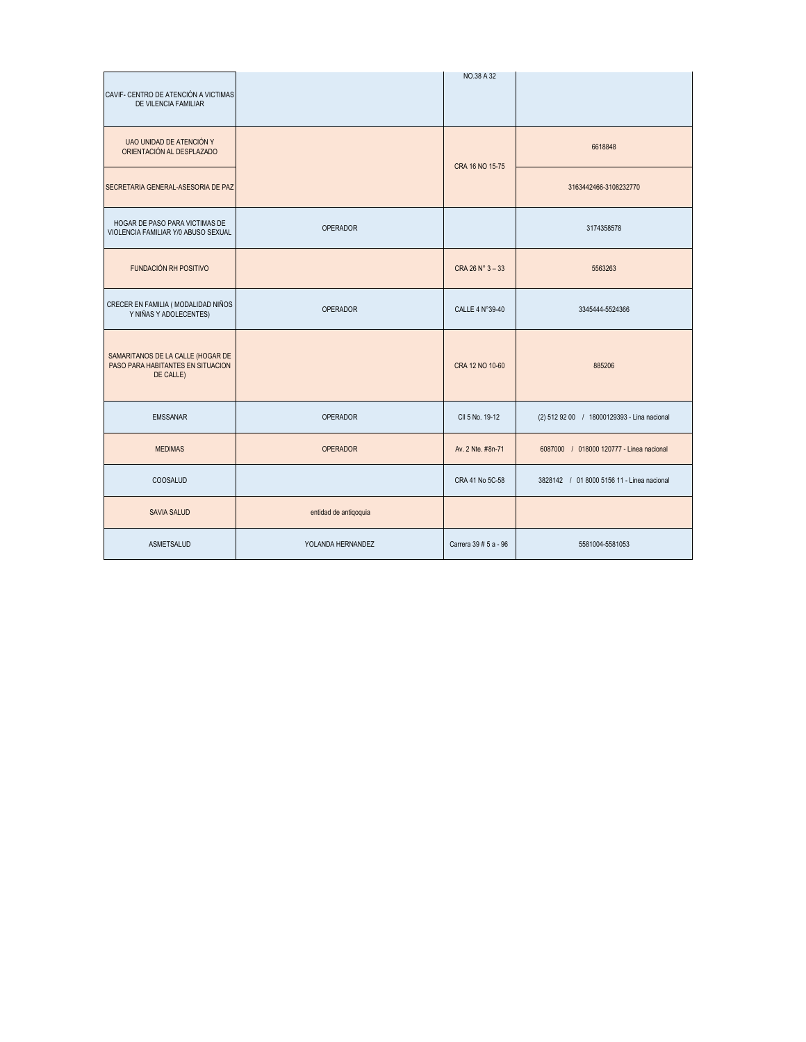| | | | |
|---|---|---|---|
| CAVIF- CENTRO DE ATENCIÓN A VICTIMAS DE VILENCIA FAMILIAR | | NO.38 A 32 | |
| UAO UNIDAD DE ATENCIÓN Y ORIENTACIÓN AL DESPLAZADO | | CRA 16 NO 15-75 | 6618848 |
| SECRETARIA GENERAL-ASESORIA DE PAZ | | | 3163442466-3108232770 |
| HOGAR DE PASO PARA VICTIMAS DE VIOLENCIA FAMILIAR Y/0 ABUSO SEXUAL | OPERADOR | | 3174358578 |
| FUNDACIÓN RH POSITIVO | | CRA 26 N° 3 – 33 | 5563263 |
| CRECER EN FAMILIA ( MODALIDAD NIÑOS Y NIÑAS Y ADOLECENTES) | OPERADOR | CALLE 4 N°39-40 | 3345444-5524366 |
| SAMARITANOS DE LA CALLE (HOGAR DE PASO PARA HABITANTES EN SITUACION DE CALLE) | | CRA 12 NO 10-60 | 885206 |
| EMSSANAR | OPERADOR | Cll 5 No. 19-12 | (2) 512 92 00 / 18000129393 - Lina nacional |
| MEDIMAS | OPERADOR | Av. 2 Nte. #8n-71 | 6087000 / 018000 120777 - Linea nacional |
| COOSALUD | | CRA 41 No 5C-58 | 3828142 / 01 8000 5156 11 - Linea nacional |
| SAVIA SALUD | entidad de antiqoquia | | |
| ASMETSALUD | YOLANDA HERNANDEZ | Carrera 39 # 5 a - 96 | 5581004-5581053 |